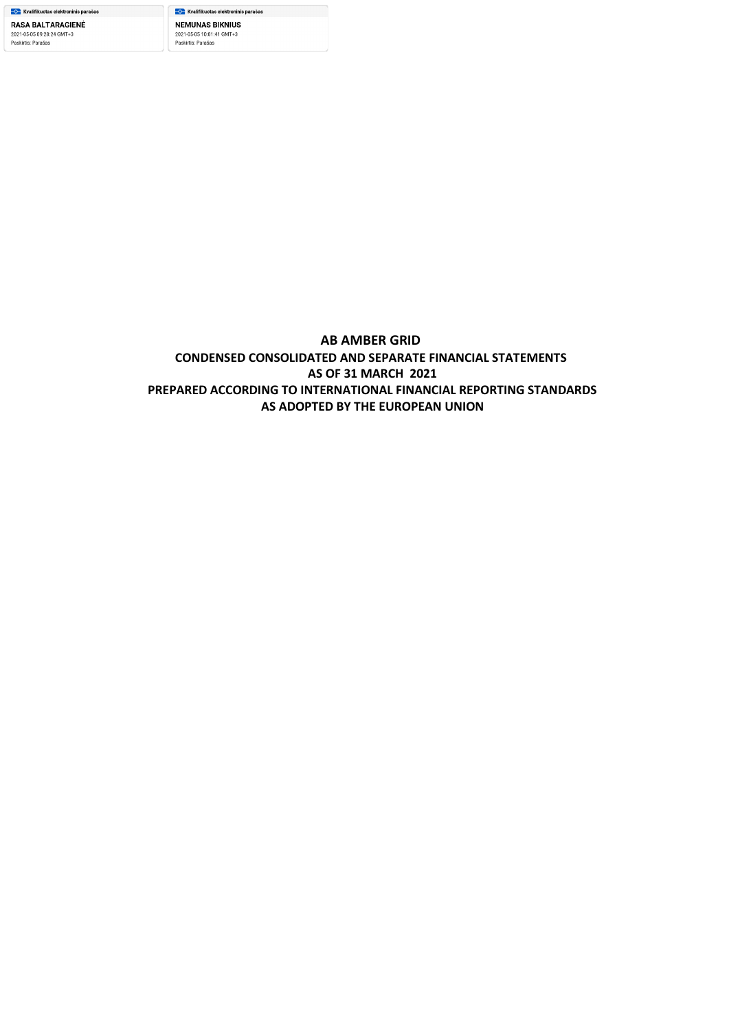Kvalifikuotas elektroninis parašas

RASA BALTARAGIENĖ

2021-05-05 09:28:24 GMT+3

Paskirtis: Parašas

Kvalifikuotas elektroninis parašas

NEMUNAS BIKNIUS

2021-05-05 10:01:41 GMT+3

Paskirtis: Parašas

# AB AMBER GRID

## CONDENSED CONSOLIDATED AND SEPARATE FINANCIAL STATEMENTS

## AS OF 31 MARCH 2021

## PREPARED ACCORDING TO INTERNATIONAL FINANCIAL REPORTING STANDARDS

## AS ADOPTED BY THE EUROPEAN UNION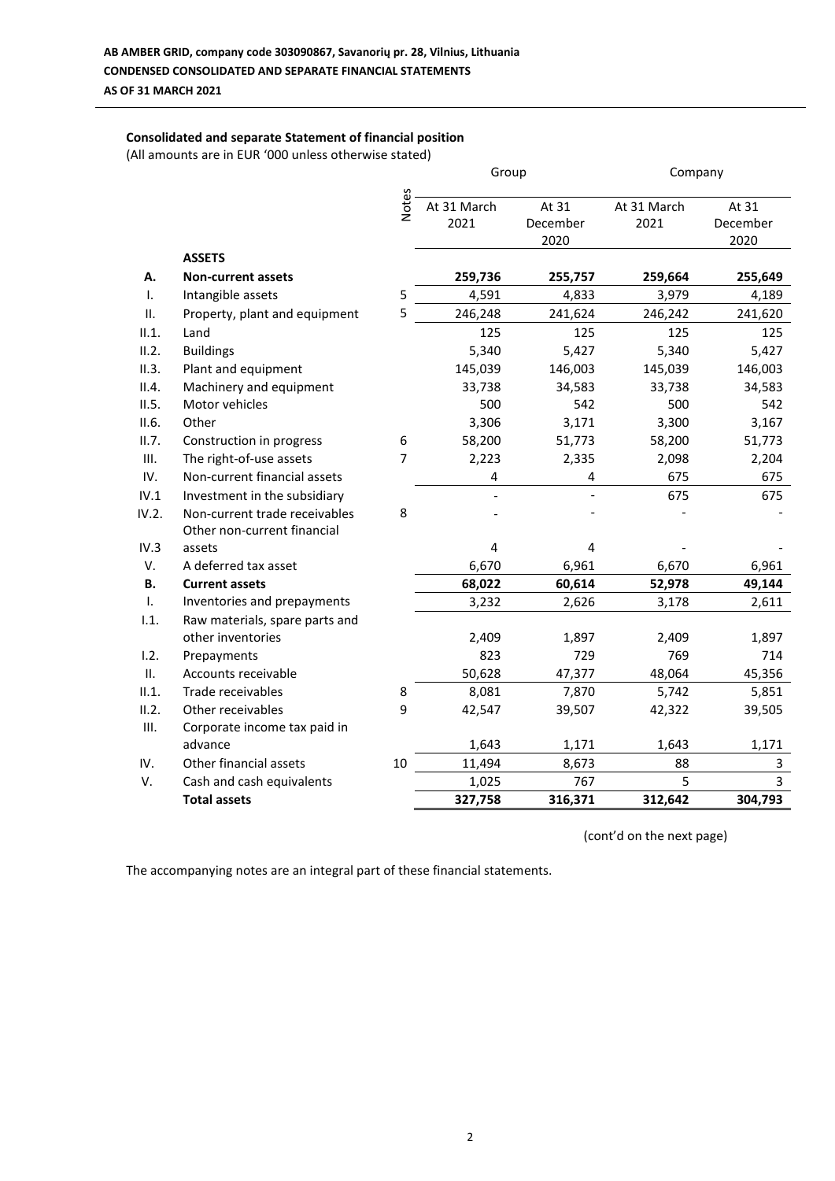**AB AMBER GRID, company code 303090867, Savanorių pr. 28, Vilnius, Lithuania**
**CONDENSED CONSOLIDATED AND SEPARATE FINANCIAL STATEMENTS**
**AS OF 31 MARCH 2021**

## Consolidated and separate Statement of financial position

(All amounts are in EUR '000 unless otherwise stated)

| | | Notes | Group | | Company | |
|---|---|---|---|---|---|---|
| | | | At 31 March 2021 | At 31 December 2020 | At 31 March 2021 | At 31 December 2020 |
| | **ASSETS** | | | | | |
| **A.** | **Non-current assets** | | **259,736** | **255,757** | **259,664** | **255,649** |
| I. | Intangible assets | 5 | 4,591 | 4,833 | 3,979 | 4,189 |
| II. | Property, plant and equipment | 5 | 246,248 | 241,624 | 246,242 | 241,620 |
| II.1. | Land | | 125 | 125 | 125 | 125 |
| II.2. | Buildings | | 5,340 | 5,427 | 5,340 | 5,427 |
| II.3. | Plant and equipment | | 145,039 | 146,003 | 145,039 | 146,003 |
| II.4. | Machinery and equipment | | 33,738 | 34,583 | 33,738 | 34,583 |
| II.5. | Motor vehicles | | 500 | 542 | 500 | 542 |
| II.6. | Other | | 3,306 | 3,171 | 3,300 | 3,167 |
| II.7. | Construction in progress | 6 | 58,200 | 51,773 | 58,200 | 51,773 |
| III. | The right-of-use assets | 7 | 2,223 | 2,335 | 2,098 | 2,204 |
| IV. | Non-current financial assets | | 4 | 4 | 675 | 675 |
| IV.1 | Investment in the subsidiary | | - | - | 675 | 675 |
| IV.2. | Non-current trade receivables | 8 | - | - | - | - |
| IV.3 | Other non-current financial assets | | 4 | 4 | - | - |
| V. | A deferred tax asset | | 6,670 | 6,961 | 6,670 | 6,961 |
| **B.** | **Current assets** | | **68,022** | **60,614** | **52,978** | **49,144** |
| I. | Inventories and prepayments | | 3,232 | 2,626 | 3,178 | 2,611 |
| I.1. | Raw materials, spare parts and other inventories | | 2,409 | 1,897 | 2,409 | 1,897 |
| I.2. | Prepayments | | 823 | 729 | 769 | 714 |
| II. | Accounts receivable | | 50,628 | 47,377 | 48,064 | 45,356 |
| II.1. | Trade receivables | 8 | 8,081 | 7,870 | 5,742 | 5,851 |
| II.2. | Other receivables | 9 | 42,547 | 39,507 | 42,322 | 39,505 |
| III. | Corporate income tax paid in advance | | 1,643 | 1,171 | 1,643 | 1,171 |
| IV. | Other financial assets | 10 | 11,494 | 8,673 | 88 | 3 |
| V. | Cash and cash equivalents | | 1,025 | 767 | 5 | 3 |
| | **Total assets** | | **327,758** | **316,371** | **312,642** | **304,793** |

(cont'd on the next page)

The accompanying notes are an integral part of these financial statements.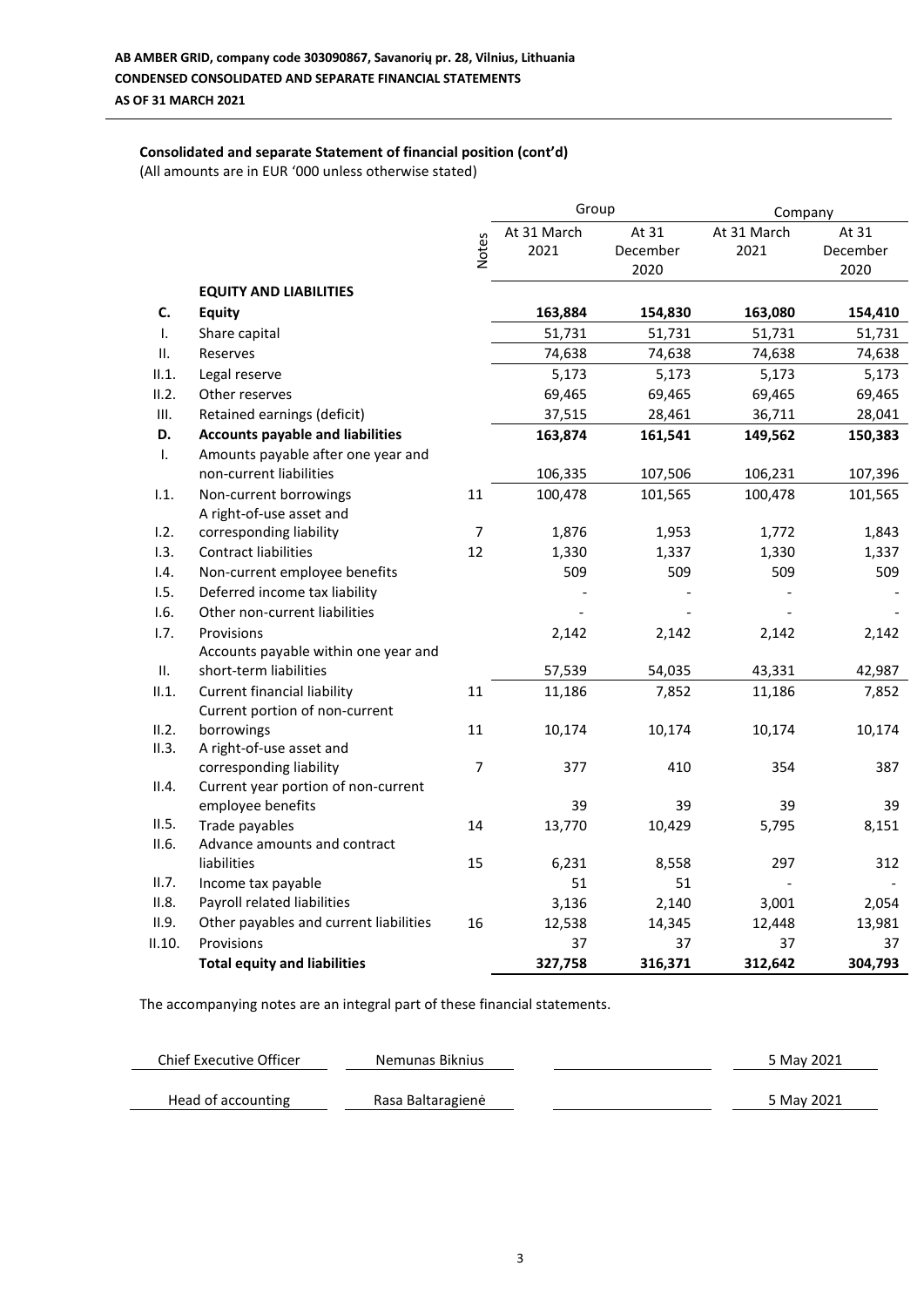**AB AMBER GRID, company code 303090867, Savanorių pr. 28, Vilnius, Lithuania**
**CONDENSED CONSOLIDATED AND SEPARATE FINANCIAL STATEMENTS**
**AS OF 31 MARCH 2021**

### Consolidated and separate Statement of financial position (cont'd)

(All amounts are in EUR '000 unless otherwise stated)

| | | Notes | Group | | Company | |
|---|---|---|---|---|---|---|
| | | | At 31 March 2021 | At 31 December 2020 | At 31 March 2021 | At 31 December 2020 |
| | **EQUITY AND LIABILITIES** | | | | | |
| **C.** | **Equity** | | **163,884** | **154,830** | **163,080** | **154,410** |
| I. | Share capital | | 51,731 | 51,731 | 51,731 | 51,731 |
| II. | Reserves | | 74,638 | 74,638 | 74,638 | 74,638 |
| II.1. | Legal reserve | | 5,173 | 5,173 | 5,173 | 5,173 |
| II.2. | Other reserves | | 69,465 | 69,465 | 69,465 | 69,465 |
| III. | Retained earnings (deficit) | | 37,515 | 28,461 | 36,711 | 28,041 |
| **D.** | **Accounts payable and liabilities** | | **163,874** | **161,541** | **149,562** | **150,383** |
| I. | Amounts payable after one year and non-current liabilities | | 106,335 | 107,506 | 106,231 | 107,396 |
| I.1. | Non-current borrowings | 11 | 100,478 | 101,565 | 100,478 | 101,565 |
| I.2. | A right-of-use asset and corresponding liability | 7 | 1,876 | 1,953 | 1,772 | 1,843 |
| I.3. | Contract liabilities | 12 | 1,330 | 1,337 | 1,330 | 1,337 |
| I.4. | Non-current employee benefits | | 509 | 509 | 509 | 509 |
| I.5. | Deferred income tax liability | | - | - | - | - |
| I.6. | Other non-current liabilities | | - | - | - | - |
| I.7. | Provisions | | 2,142 | 2,142 | 2,142 | 2,142 |
| II. | Accounts payable within one year and short-term liabilities | | 57,539 | 54,035 | 43,331 | 42,987 |
| II.1. | Current financial liability | 11 | 11,186 | 7,852 | 11,186 | 7,852 |
| II.2. | Current portion of non-current borrowings | 11 | 10,174 | 10,174 | 10,174 | 10,174 |
| II.3. | A right-of-use asset and corresponding liability | 7 | 377 | 410 | 354 | 387 |
| II.4. | Current year portion of non-current employee benefits | | 39 | 39 | 39 | 39 |
| II.5. | Trade payables | 14 | 13,770 | 10,429 | 5,795 | 8,151 |
| II.6. | Advance amounts and contract liabilities | 15 | 6,231 | 8,558 | 297 | 312 |
| II.7. | Income tax payable | | 51 | 51 | - | - |
| II.8. | Payroll related liabilities | | 3,136 | 2,140 | 3,001 | 2,054 |
| II.9. | Other payables and current liabilities | 16 | 12,538 | 14,345 | 12,448 | 13,981 |
| II.10. | Provisions | | 37 | 37 | 37 | 37 |
| | **Total equity and liabilities** | | **327,758** | **316,371** | **312,642** | **304,793** |

The accompanying notes are an integral part of these financial statements.

| Chief Executive Officer | Nemunas Biknius | | 5 May 2021 |
|---|---|---|---|
| Head of accounting | Rasa Baltaragienė | | 5 May 2021 |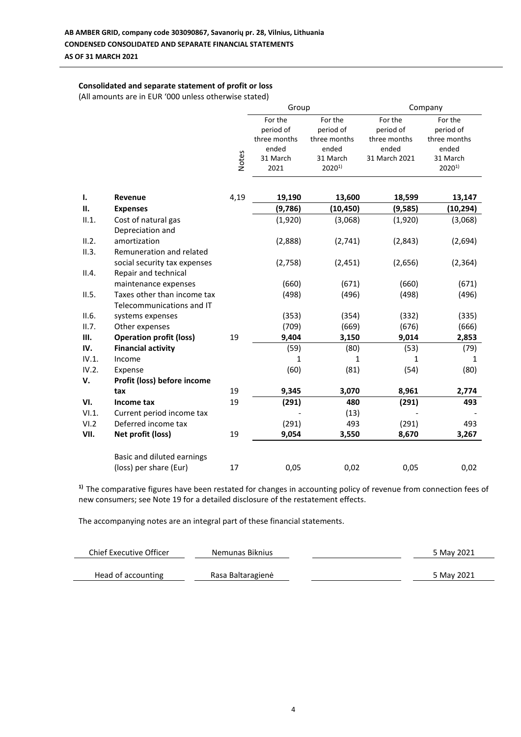**AB AMBER GRID, company code 303090867, Savanorių pr. 28, Vilnius, Lithuania**
**CONDENSED CONSOLIDATED AND SEPARATE FINANCIAL STATEMENTS**
**AS OF 31 MARCH 2021**

### Consolidated and separate statement of profit or loss

(All amounts are in EUR '000 unless otherwise stated)

| | | Notes | Group | | Company | |
|---|---|---|---|---|---|---|
| | | | For the period of three months ended 31 March 2021 | For the period of three months ended 31 March 2020[1)] | For the period of three months ended 31 March 2021 | For the period of three months ended 31 March 2020[1)] |
| **I.** | **Revenue** | 4,19 | **19,190** | **13,600** | **18,599** | **13,147** |
| **II.** | **Expenses** | | **(9,786)** | **(10,450)** | **(9,585)** | **(10,294)** |
| II.1. | Cost of natural gas | | (1,920) | (3,068) | (1,920) | (3,068) |
| II.2. | Depreciation and amortization | | (2,888) | (2,741) | (2,843) | (2,694) |
| II.3. | Remuneration and related social security tax expenses | | (2,758) | (2,451) | (2,656) | (2,364) |
| II.4. | Repair and technical maintenance expenses | | (660) | (671) | (660) | (671) |
| II.5. | Taxes other than income tax | | (498) | (496) | (498) | (496) |
| II.6. | Telecommunications and IT systems expenses | | (353) | (354) | (332) | (335) |
| II.7. | Other expenses | | (709) | (669) | (676) | (666) |
| **III.** | **Operation profit (loss)** | 19 | **9,404** | **3,150** | **9,014** | **2,853** |
| **IV.** | **Financial activity** | | (59) | (80) | (53) | (79) |
| IV.1. | Income | | 1 | 1 | 1 | 1 |
| IV.2. | Expense | | (60) | (81) | (54) | (80) |
| **V.** | **Profit (loss) before income tax** | 19 | **9,345** | **3,070** | **8,961** | **2,774** |
| **VI.** | **Income tax** | 19 | **(291)** | **480** | **(291)** | **493** |
| VI.1. | Current period income tax | | - | (13) | - | - |
| VI.2 | Deferred income tax | | (291) | 493 | (291) | 493 |
| **VII.** | **Net profit (loss)** | 19 | **9,054** | **3,550** | **8,670** | **3,267** |
| | Basic and diluted earnings (loss) per share (Eur) | 17 | 0,05 | 0,02 | 0,05 | 0,02 |

[1)] The comparative figures have been restated for changes in accounting policy of revenue from connection fees of new consumers; see Note 19 for a detailed disclosure of the restatement effects.

The accompanying notes are an integral part of these financial statements.

| | | | |
|---|---|---|---|
| Chief Executive Officer | Nemunas Biknius | | 5 May 2021 |
| Head of accounting | Rasa Baltaragienė | | 5 May 2021 |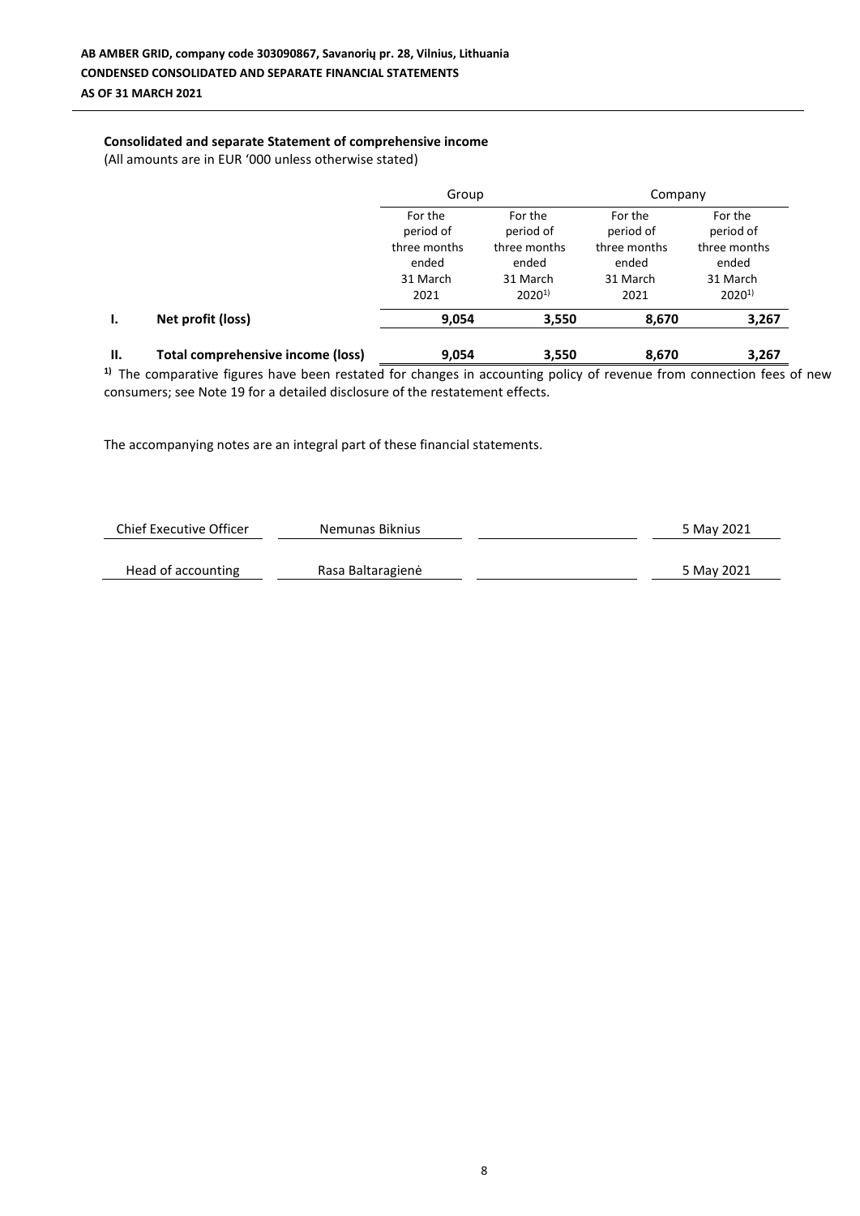**AB AMBER GRID, company code 303090867, Savanorių pr. 28, Vilnius, Lithuania**
**CONDENSED CONSOLIDATED AND SEPARATE FINANCIAL STATEMENTS**
**AS OF 31 MARCH 2021**

### Consolidated and separate Statement of comprehensive income

(All amounts are in EUR '000 unless otherwise stated)

| | | Group | | Company | |
|---|---|---|---|---|---|
| | | For the period of three months ended 31 March 2021 | For the period of three months ended 31 March 2020[1)] | For the period of three months ended 31 March 2021 | For the period of three months ended 31 March 2020[1)] |
| **I.** | **Net profit (loss)** | **9,054** | **3,550** | **8,670** | **3,267** |
| **II.** | **Total comprehensive income (loss)** | **9,054** | **3,550** | **8,670** | **3,267** |

[1)] The comparative figures have been restated for changes in accounting policy of revenue from connection fees of new consumers; see Note 19 for a detailed disclosure of the restatement effects.

The accompanying notes are an integral part of these financial statements.

| | | | |
|---|---|---|---|
| Chief Executive Officer | Nemunas Biknius | | 5 May 2021 |
| Head of accounting | Rasa Baltaragienė | | 5 May 2021 |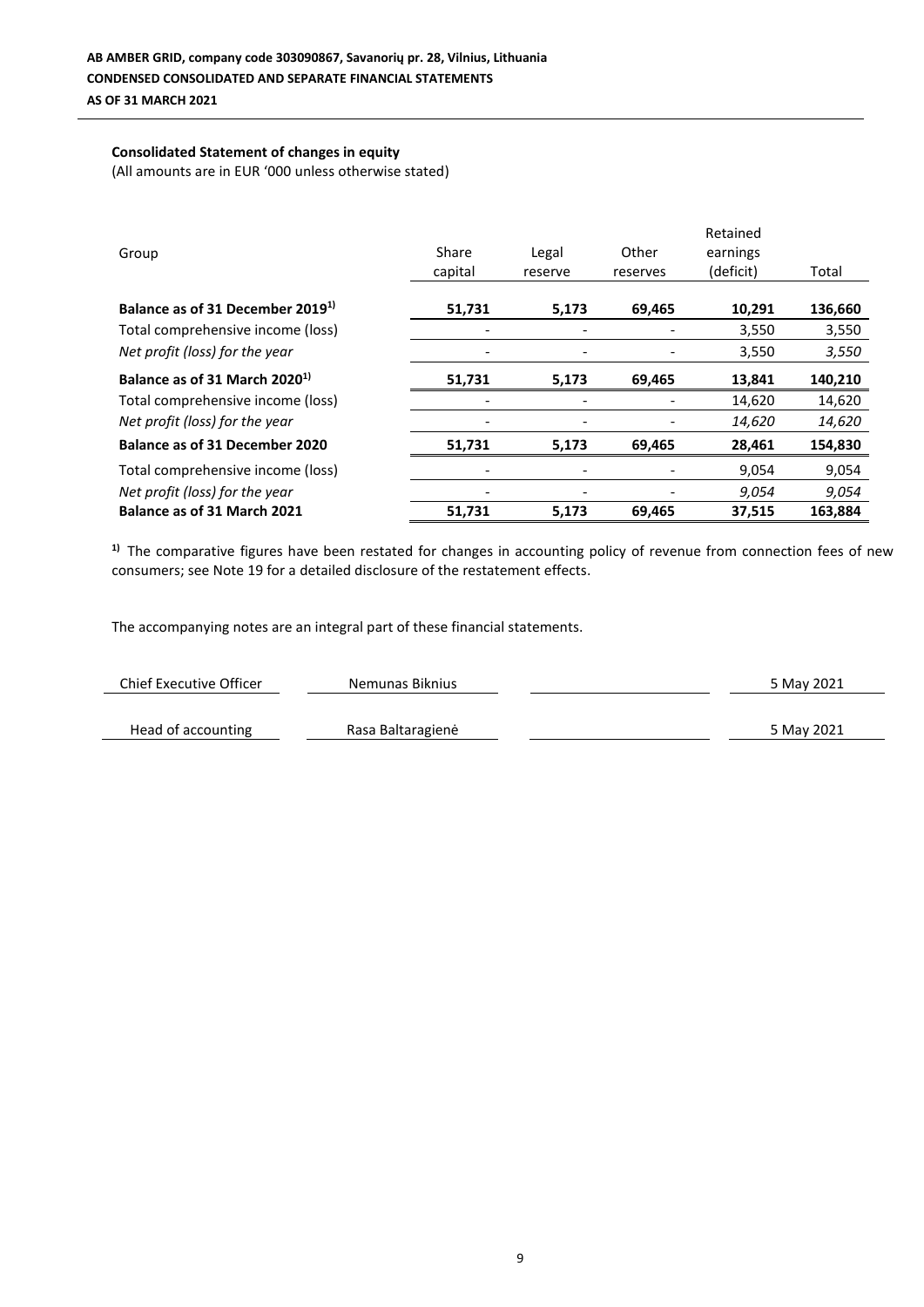**Consolidated Statement of changes in equity**

(All amounts are in EUR '000 unless otherwise stated)

| Group | Share capital | Legal reserve | Other reserves | Retained earnings (deficit) | Total |
|---|---|---|---|---|---|
| **Balance as of 31 December 2019[1)]** | **51,731** | **5,173** | **69,465** | **10,291** | **136,660** |
| Total comprehensive income (loss) | - | - | - | 3,550 | 3,550 |
| *Net profit (loss) for the year* | - | - | - | 3,550 | *3,550* |
| **Balance as of 31 March 2020[1)]** | **51,731** | **5,173** | **69,465** | **13,841** | **140,210** |
| Total comprehensive income (loss) | - | - | - | 14,620 | 14,620 |
| *Net profit (loss) for the year* | - | - | - | *14,620* | *14,620* |
| **Balance as of 31 December 2020** | **51,731** | **5,173** | **69,465** | **28,461** | **154,830** |
| Total comprehensive income (loss) | - | - | - | 9,054 | 9,054 |
| *Net profit (loss) for the year* | - | - | - | *9,054* | *9,054* |
| **Balance as of 31 March 2021** | **51,731** | **5,173** | **69,465** | **37,515** | **163,884** |

**1)** The comparative figures have been restated for changes in accounting policy of revenue from connection fees of new consumers; see Note 19 for a detailed disclosure of the restatement effects.

The accompanying notes are an integral part of these financial statements.

| Chief Executive Officer | Nemunas Biknius | | 5 May 2021 |
|---|---|---|---|
| Head of accounting | Rasa Baltaragienė | | 5 May 2021 |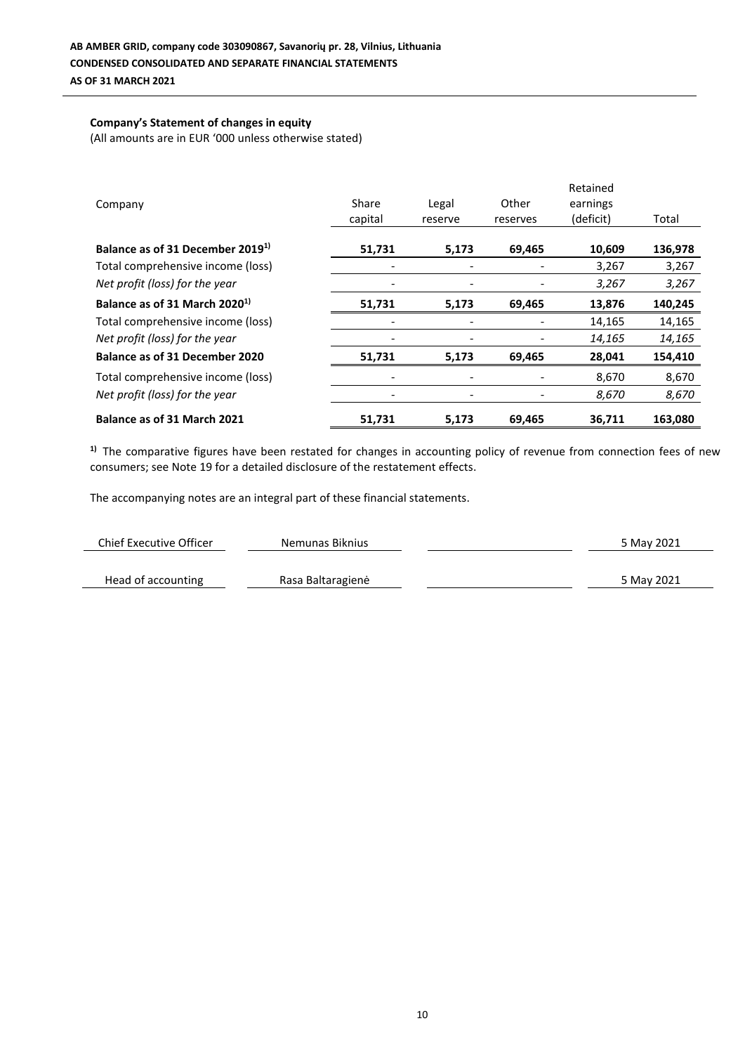**AB AMBER GRID, company code 303090867, Savanorių pr. 28, Vilnius, Lithuania**
**CONDENSED CONSOLIDATED AND SEPARATE FINANCIAL STATEMENTS**
**AS OF 31 MARCH 2021**

**Company's Statement of changes in equity**
(All amounts are in EUR '000 unless otherwise stated)

| Company | Share capital | Legal reserve | Other reserves | Retained earnings (deficit) | Total |
|---|---|---|---|---|---|
| **Balance as of 31 December 2019[1)]** | **51,731** | **5,173** | **69,465** | **10,609** | **136,978** |
| Total comprehensive income (loss) | - | - | - | 3,267 | 3,267 |
| *Net profit (loss) for the year* | - | - | - | *3,267* | *3,267* |
| **Balance as of 31 March 2020[1)]** | **51,731** | **5,173** | **69,465** | **13,876** | **140,245** |
| Total comprehensive income (loss) | - | - | - | 14,165 | 14,165 |
| *Net profit (loss) for the year* | - | - | - | *14,165* | *14,165* |
| **Balance as of 31 December 2020** | **51,731** | **5,173** | **69,465** | **28,041** | **154,410** |
| Total comprehensive income (loss) | - | - | - | 8,670 | 8,670 |
| *Net profit (loss) for the year* | - | - | - | *8,670* | *8,670* |
| **Balance as of 31 March 2021** | **51,731** | **5,173** | **69,465** | **36,711** | **163,080** |

[1)] The comparative figures have been restated for changes in accounting policy of revenue from connection fees of new consumers; see Note 19 for a detailed disclosure of the restatement effects.

The accompanying notes are an integral part of these financial statements.

| Chief Executive Officer | Nemunas Biknius | | 5 May 2021 |
|---|---|---|---|
| Head of accounting | Rasa Baltaragienė | | 5 May 2021 |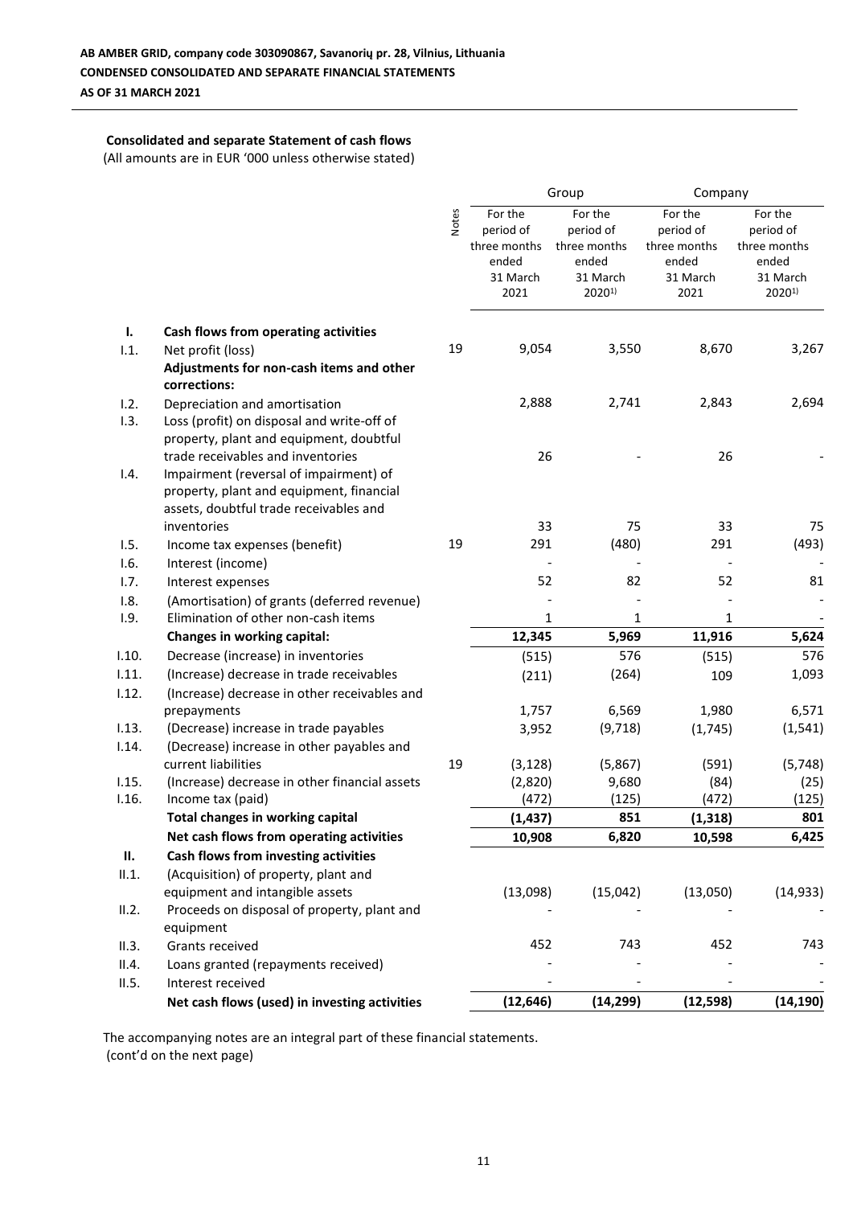**AB AMBER GRID, company code 303090867, Savanorių pr. 28, Vilnius, Lithuania**
**CONDENSED CONSOLIDATED AND SEPARATE FINANCIAL STATEMENTS**
**AS OF 31 MARCH 2021**

**Consolidated and separate Statement of cash flows**
(All amounts are in EUR '000 unless otherwise stated)

| | | Notes | Group | | Company | |
|---|---|---|---|---|---|---|
| | | | For the period of three months ended 31 March 2021 | For the period of three months ended 31 March 2020[1)] | For the period of three months ended 31 March 2021 | For the period of three months ended 31 March 2020[1)] |
| **I.** | **Cash flows from operating activities** | | | | | |
| I.1. | Net profit (loss) | 19 | 9,054 | 3,550 | 8,670 | 3,267 |
| | **Adjustments for non-cash items and other corrections:** | | | | | |
| I.2. | Depreciation and amortisation | | 2,888 | 2,741 | 2,843 | 2,694 |
| I.3. | Loss (profit) on disposal and write-off of property, plant and equipment, doubtful trade receivables and inventories | | 26 | - | 26 | - |
| I.4. | Impairment (reversal of impairment) of property, plant and equipment, financial assets, doubtful trade receivables and inventories | | 33 | 75 | 33 | 75 |
| I.5. | Income tax expenses (benefit) | 19 | 291 | (480) | 291 | (493) |
| I.6. | Interest (income) | | - | - | - | - |
| I.7. | Interest expenses | | 52 | 82 | 52 | 81 |
| I.8. | (Amortisation) of grants (deferred revenue) | | - | - | - | - |
| I.9. | Elimination of other non-cash items | | 1 | 1 | 1 | - |
| | **Changes in working capital:** | | **12,345** | **5,969** | **11,916** | **5,624** |
| I.10. | Decrease (increase) in inventories | | (515) | 576 | (515) | 576 |
| I.11. | (Increase) decrease in trade receivables | | (211) | (264) | 109 | 1,093 |
| I.12. | (Increase) decrease in other receivables and prepayments | | 1,757 | 6,569 | 1,980 | 6,571 |
| I.13. | (Decrease) increase in trade payables | | 3,952 | (9,718) | (1,745) | (1,541) |
| I.14. | (Decrease) increase in other payables and current liabilities | 19 | (3,128) | (5,867) | (591) | (5,748) |
| I.15. | (Increase) decrease in other financial assets | | (2,820) | 9,680 | (84) | (25) |
| I.16. | Income tax (paid) | | (472) | (125) | (472) | (125) |
| | **Total changes in working capital** | | **(1,437)** | **851** | **(1,318)** | **801** |
| | **Net cash flows from operating activities** | | **10,908** | **6,820** | **10,598** | **6,425** |
| **II.** | **Cash flows from investing activities** | | | | | |
| II.1. | (Acquisition) of property, plant and equipment and intangible assets | | (13,098) | (15,042) | (13,050) | (14,933) |
| II.2. | Proceeds on disposal of property, plant and equipment | | - | - | - | - |
| II.3. | Grants received | | 452 | 743 | 452 | 743 |
| II.4. | Loans granted (repayments received) | | - | - | - | - |
| II.5. | Interest received | | - | - | - | - |
| | **Net cash flows (used) in investing activities** | | **(12,646)** | **(14,299)** | **(12,598)** | **(14,190)** |

The accompanying notes are an integral part of these financial statements.
(cont'd on the next page)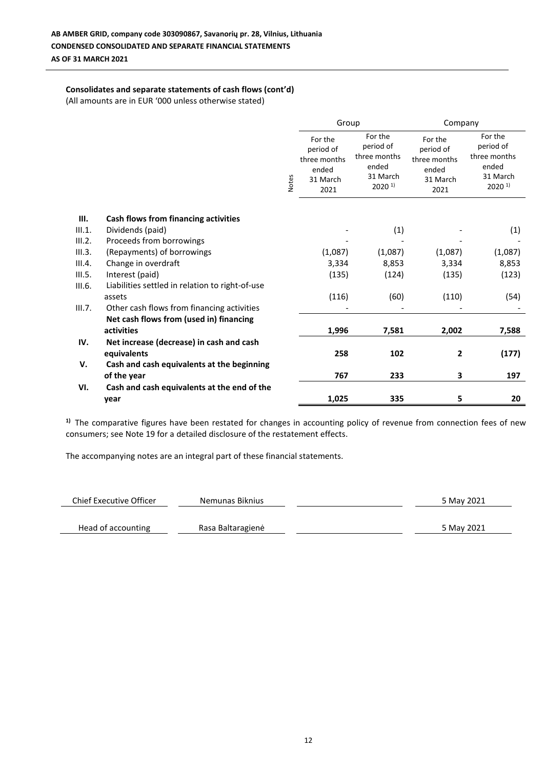**AB AMBER GRID, company code 303090867, Savanorių pr. 28, Vilnius, Lithuania**
**CONDENSED CONSOLIDATED AND SEPARATE FINANCIAL STATEMENTS**
**AS OF 31 MARCH 2021**

### Consolidates and separate statements of cash flows (cont'd)

(All amounts are in EUR '000 unless otherwise stated)

| | | Notes | Group | | Company | |
|---|---|---|---|---|---|---|
| | | | For the period of three months ended 31 March 2021 | For the period of three months ended 31 March 2020 [1)] | For the period of three months ended 31 March 2021 | For the period of three months ended 31 March 2020 [1)] |
| **III.** | **Cash flows from financing activities** | | | | | |
| III.1. | Dividends (paid) | | - | (1) | - | (1) |
| III.2. | Proceeds from borrowings | | - | - | - | - |
| III.3. | (Repayments) of borrowings | | (1,087) | (1,087) | (1,087) | (1,087) |
| III.4. | Change in overdraft | | 3,334 | 8,853 | 3,334 | 8,853 |
| III.5. | Interest (paid) | | (135) | (124) | (135) | (123) |
| III.6. | Liabilities settled in relation to right-of-use assets | | (116) | (60) | (110) | (54) |
| III.7. | Other cash flows from financing activities | | - | - | - | - |
| | **Net cash flows from (used in) financing activities** | | **1,996** | **7,581** | **2,002** | **7,588** |
| **IV.** | **Net increase (decrease) in cash and cash equivalents** | | **258** | **102** | **2** | **(177)** |
| **V.** | **Cash and cash equivalents at the beginning of the year** | | **767** | **233** | **3** | **197** |
| **VI.** | **Cash and cash equivalents at the end of the year** | | **1,025** | **335** | **5** | **20** |

**1)** The comparative figures have been restated for changes in accounting policy of revenue from connection fees of new consumers; see Note 19 for a detailed disclosure of the restatement effects.

The accompanying notes are an integral part of these financial statements.

| Chief Executive Officer | Nemunas Biknius | | 5 May 2021 |
|---|---|---|---|
| Head of accounting | Rasa Baltaragienė | | 5 May 2021 |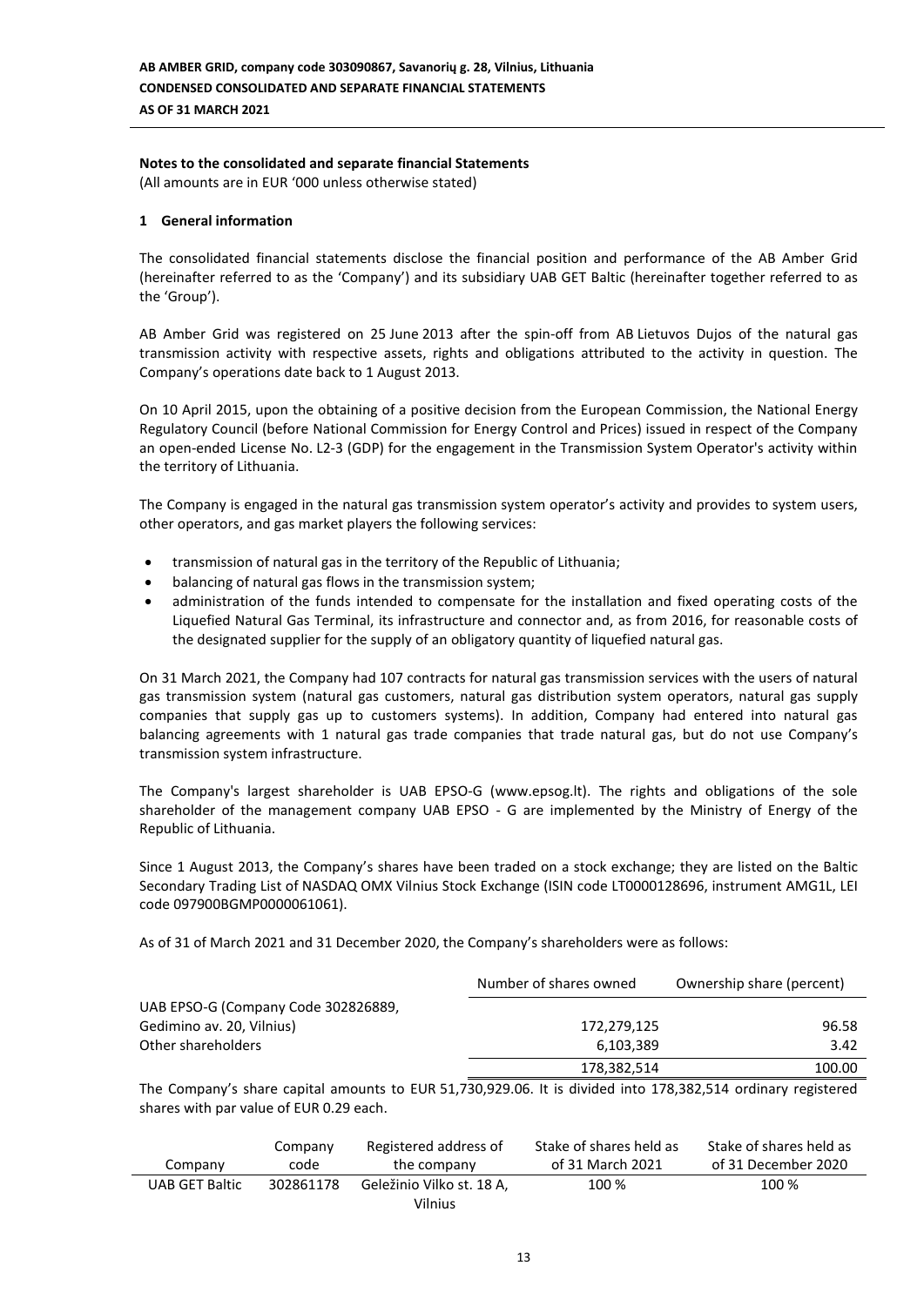**Notes to the consolidated and separate financial Statements**

(All amounts are in EUR '000 unless otherwise stated)

## 1 General information

The consolidated financial statements disclose the financial position and performance of the AB Amber Grid (hereinafter referred to as the 'Company') and its subsidiary UAB GET Baltic (hereinafter together referred to as the 'Group').

AB Amber Grid was registered on 25 June 2013 after the spin-off from AB Lietuvos Dujos of the natural gas transmission activity with respective assets, rights and obligations attributed to the activity in question. The Company's operations date back to 1 August 2013.

On 10 April 2015, upon the obtaining of a positive decision from the European Commission, the National Energy Regulatory Council (before National Commission for Energy Control and Prices) issued in respect of the Company an open-ended License No. L2-3 (GDP) for the engagement in the Transmission System Operator's activity within the territory of Lithuania.

The Company is engaged in the natural gas transmission system operator's activity and provides to system users, other operators, and gas market players the following services:

- transmission of natural gas in the territory of the Republic of Lithuania;
- balancing of natural gas flows in the transmission system;
- administration of the funds intended to compensate for the installation and fixed operating costs of the Liquefied Natural Gas Terminal, its infrastructure and connector and, as from 2016, for reasonable costs of the designated supplier for the supply of an obligatory quantity of liquefied natural gas.

On 31 March 2021, the Company had 107 contracts for natural gas transmission services with the users of natural gas transmission system (natural gas customers, natural gas distribution system operators, natural gas supply companies that supply gas up to customers systems). In addition, Company had entered into natural gas balancing agreements with 1 natural gas trade companies that trade natural gas, but do not use Company's transmission system infrastructure.

The Company's largest shareholder is UAB EPSO-G (www.epsog.lt). The rights and obligations of the sole shareholder of the management company UAB EPSO - G are implemented by the Ministry of Energy of the Republic of Lithuania.

Since 1 August 2013, the Company's shares have been traded on a stock exchange; they are listed on the Baltic Secondary Trading List of NASDAQ OMX Vilnius Stock Exchange (ISIN code LT0000128696, instrument AMG1L, LEI code 097900BGMP0000061061).

As of 31 of March 2021 and 31 December 2020, the Company's shareholders were as follows:

| | Number of shares owned | Ownership share (percent) |
|---|---|---|
| UAB EPSO-G (Company Code 302826889, Gedimino av. 20, Vilnius) | 172,279,125 | 96.58 |
| Other shareholders | 6,103,389 | 3.42 |
| | 178,382,514 | 100.00 |

The Company's share capital amounts to EUR 51,730,929.06. It is divided into 178,382,514 ordinary registered shares with par value of EUR 0.29 each.

| Company | Company code | Registered address of the company | Stake of shares held as of 31 March 2021 | Stake of shares held as of 31 December 2020 |
|---|---|---|---|---|
| UAB GET Baltic | 302861178 | Geležinio Vilko st. 18 A, Vilnius | 100 % | 100 % |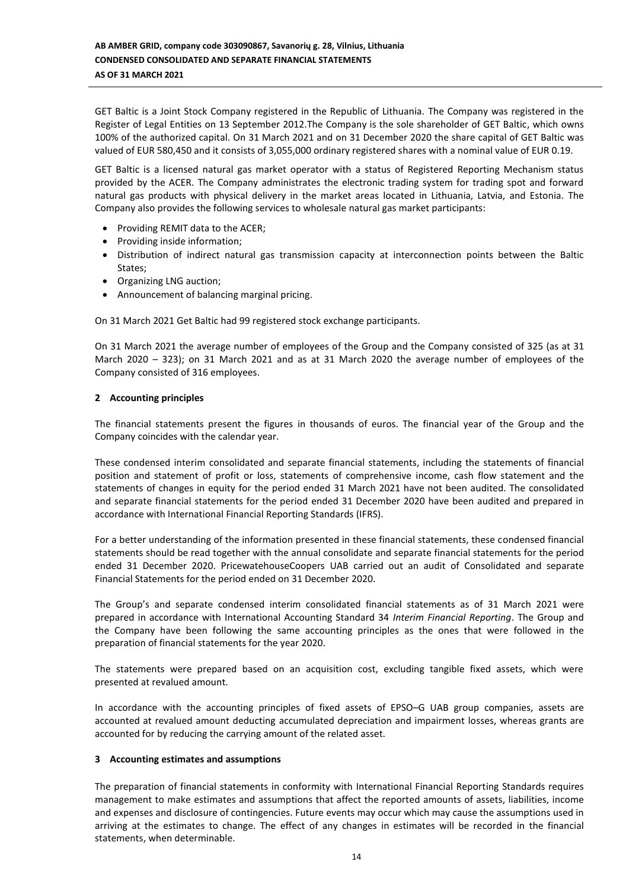GET Baltic is a Joint Stock Company registered in the Republic of Lithuania. The Company was registered in the Register of Legal Entities on 13 September 2012.The Company is the sole shareholder of GET Baltic, which owns 100% of the authorized capital. On 31 March 2021 and on 31 December 2020 the share capital of GET Baltic was valued of EUR 580,450 and it consists of 3,055,000 ordinary registered shares with a nominal value of EUR 0.19.

GET Baltic is a licensed natural gas market operator with a status of Registered Reporting Mechanism status provided by the ACER. The Company administrates the electronic trading system for trading spot and forward natural gas products with physical delivery in the market areas located in Lithuania, Latvia, and Estonia. The Company also provides the following services to wholesale natural gas market participants:

- Providing REMIT data to the ACER;
- Providing inside information;
- Distribution of indirect natural gas transmission capacity at interconnection points between the Baltic States;
- Organizing LNG auction;
- Announcement of balancing marginal pricing.

On 31 March 2021 Get Baltic had 99 registered stock exchange participants.

On 31 March 2021 the average number of employees of the Group and the Company consisted of 325 (as at 31 March 2020 – 323); on 31 March 2021 and as at 31 March 2020 the average number of employees of the Company consisted of 316 employees.

## 2 Accounting principles

The financial statements present the figures in thousands of euros. The financial year of the Group and the Company coincides with the calendar year.

These condensed interim consolidated and separate financial statements, including the statements of financial position and statement of profit or loss, statements of comprehensive income, cash flow statement and the statements of changes in equity for the period ended 31 March 2021 have not been audited. The consolidated and separate financial statements for the period ended 31 December 2020 have been audited and prepared in accordance with International Financial Reporting Standards (IFRS).

For a better understanding of the information presented in these financial statements, these condensed financial statements should be read together with the annual consolidate and separate financial statements for the period ended 31 December 2020. PricewatehouseCoopers UAB carried out an audit of Consolidated and separate Financial Statements for the period ended on 31 December 2020.

The Group's and separate condensed interim consolidated financial statements as of 31 March 2021 were prepared in accordance with International Accounting Standard 34 *Interim Financial Reporting*. The Group and the Company have been following the same accounting principles as the ones that were followed in the preparation of financial statements for the year 2020.

The statements were prepared based on an acquisition cost, excluding tangible fixed assets, which were presented at revalued amount.

In accordance with the accounting principles of fixed assets of EPSO–G UAB group companies, assets are accounted at revalued amount deducting accumulated depreciation and impairment losses, whereas grants are accounted for by reducing the carrying amount of the related asset.

## 3 Accounting estimates and assumptions

The preparation of financial statements in conformity with International Financial Reporting Standards requires management to make estimates and assumptions that affect the reported amounts of assets, liabilities, income and expenses and disclosure of contingencies. Future events may occur which may cause the assumptions used in arriving at the estimates to change. The effect of any changes in estimates will be recorded in the financial statements, when determinable.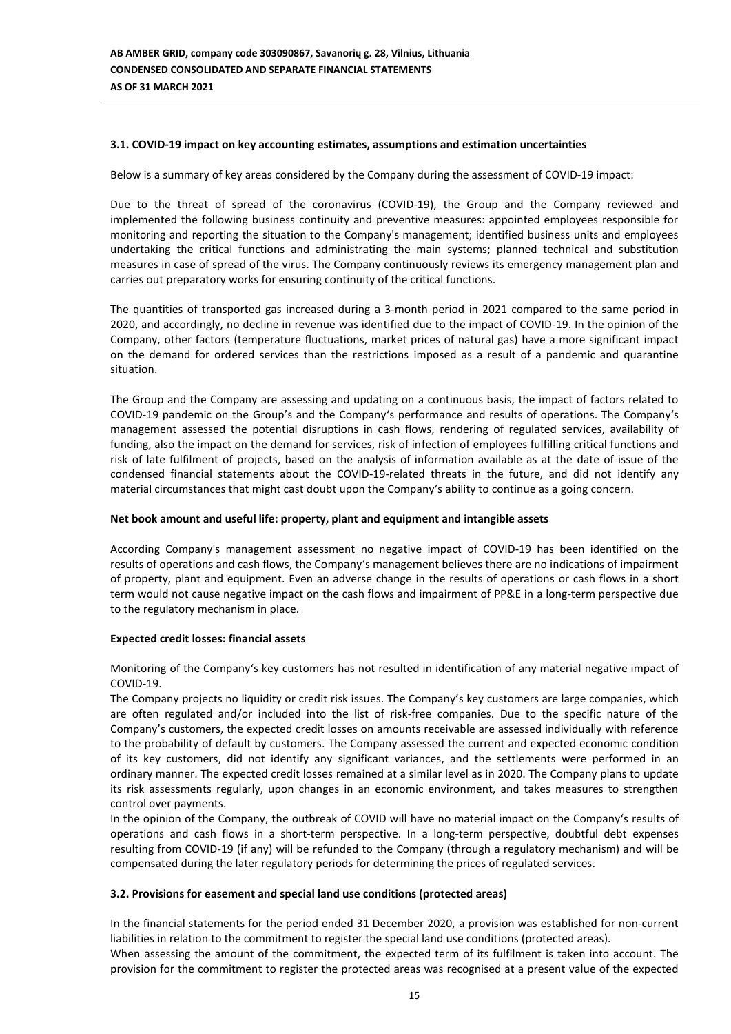### 3.1. COVID-19 impact on key accounting estimates, assumptions and estimation uncertainties

Below is a summary of key areas considered by the Company during the assessment of COVID-19 impact:

Due to the threat of spread of the coronavirus (COVID-19), the Group and the Company reviewed and implemented the following business continuity and preventive measures: appointed employees responsible for monitoring and reporting the situation to the Company's management; identified business units and employees undertaking the critical functions and administrating the main systems; planned technical and substitution measures in case of spread of the virus. The Company continuously reviews its emergency management plan and carries out preparatory works for ensuring continuity of the critical functions.

The quantities of transported gas increased during a 3-month period in 2021 compared to the same period in 2020, and accordingly, no decline in revenue was identified due to the impact of COVID-19. In the opinion of the Company, other factors (temperature fluctuations, market prices of natural gas) have a more significant impact on the demand for ordered services than the restrictions imposed as a result of a pandemic and quarantine situation.

The Group and the Company are assessing and updating on a continuous basis, the impact of factors related to COVID-19 pandemic on the Group's and the Company's performance and results of operations. The Company's management assessed the potential disruptions in cash flows, rendering of regulated services, availability of funding, also the impact on the demand for services, risk of infection of employees fulfilling critical functions and risk of late fulfilment of projects, based on the analysis of information available as at the date of issue of the condensed financial statements about the COVID-19-related threats in the future, and did not identify any material circumstances that might cast doubt upon the Company's ability to continue as a going concern.

**Net book amount and useful life: property, plant and equipment and intangible assets**

According Company's management assessment no negative impact of COVID-19 has been identified on the results of operations and cash flows, the Company's management believes there are no indications of impairment of property, plant and equipment. Even an adverse change in the results of operations or cash flows in a short term would not cause negative impact on the cash flows and impairment of PP&E in a long-term perspective due to the regulatory mechanism in place.

**Expected credit losses: financial assets**

Monitoring of the Company's key customers has not resulted in identification of any material negative impact of COVID-19.

The Company projects no liquidity or credit risk issues. The Company's key customers are large companies, which are often regulated and/or included into the list of risk-free companies. Due to the specific nature of the Company's customers, the expected credit losses on amounts receivable are assessed individually with reference to the probability of default by customers. The Company assessed the current and expected economic condition of its key customers, did not identify any significant variances, and the settlements were performed in an ordinary manner. The expected credit losses remained at a similar level as in 2020. The Company plans to update its risk assessments regularly, upon changes in an economic environment, and takes measures to strengthen control over payments.

In the opinion of the Company, the outbreak of COVID will have no material impact on the Company's results of operations and cash flows in a short-term perspective. In a long-term perspective, doubtful debt expenses resulting from COVID-19 (if any) will be refunded to the Company (through a regulatory mechanism) and will be compensated during the later regulatory periods for determining the prices of regulated services.

### 3.2. Provisions for easement and special land use conditions (protected areas)

In the financial statements for the period ended 31 December 2020, a provision was established for non-current liabilities in relation to the commitment to register the special land use conditions (protected areas).

When assessing the amount of the commitment, the expected term of its fulfilment is taken into account. The provision for the commitment to register the protected areas was recognised at a present value of the expected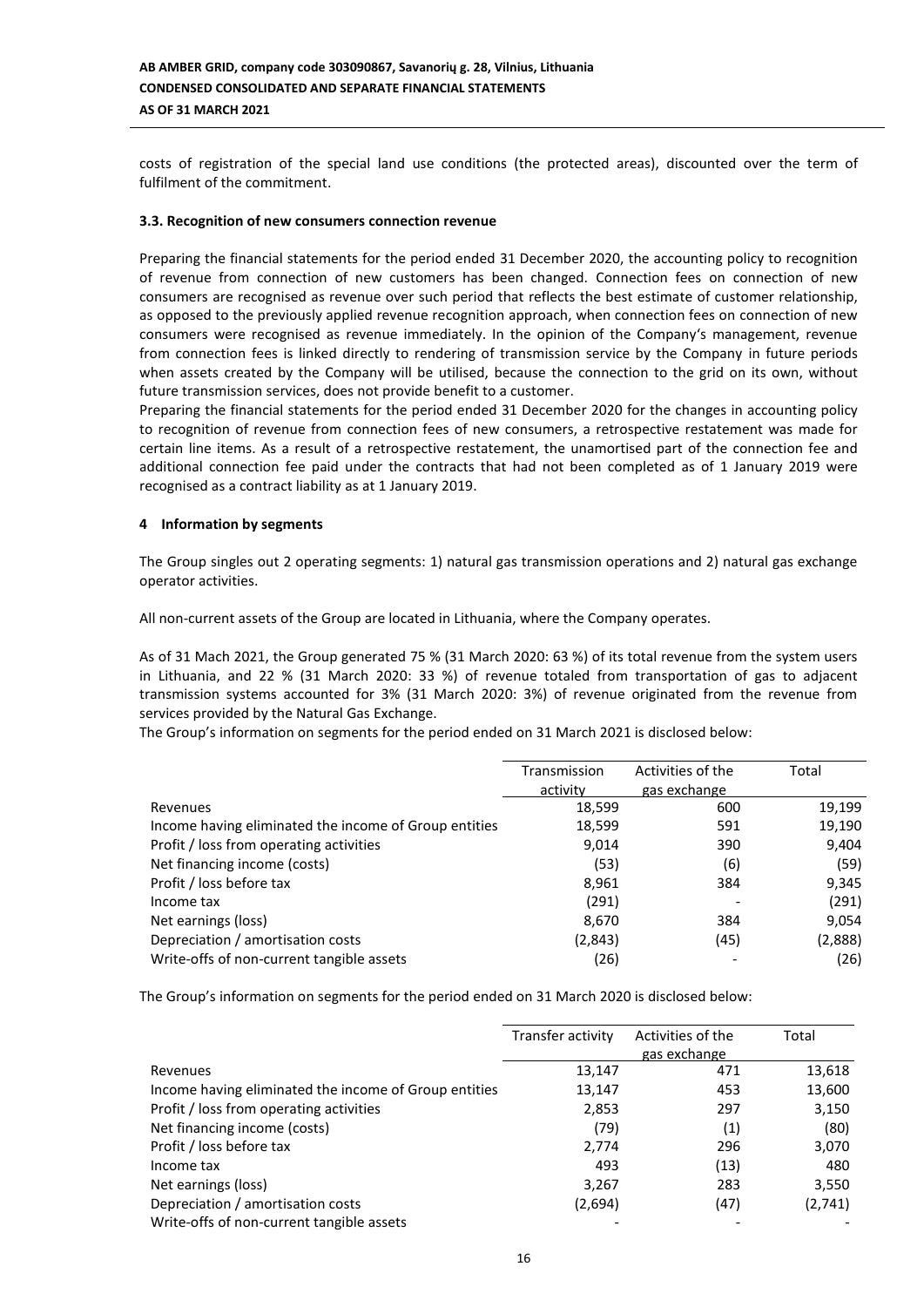costs of registration of the special land use conditions (the protected areas), discounted over the term of fulfilment of the commitment.

**3.3. Recognition of new consumers connection revenue**

Preparing the financial statements for the period ended 31 December 2020, the accounting policy to recognition of revenue from connection of new customers has been changed. Connection fees on connection of new consumers are recognised as revenue over such period that reflects the best estimate of customer relationship, as opposed to the previously applied revenue recognition approach, when connection fees on connection of new consumers were recognised as revenue immediately. In the opinion of the Company's management, revenue from connection fees is linked directly to rendering of transmission service by the Company in future periods when assets created by the Company will be utilised, because the connection to the grid on its own, without future transmission services, does not provide benefit to a customer.

Preparing the financial statements for the period ended 31 December 2020 for the changes in accounting policy to recognition of revenue from connection fees of new consumers, a retrospective restatement was made for certain line items. As a result of a retrospective restatement, the unamortised part of the connection fee and additional connection fee paid under the contracts that had not been completed as of 1 January 2019 were recognised as a contract liability as at 1 January 2019.

**4 Information by segments**

The Group singles out 2 operating segments: 1) natural gas transmission operations and 2) natural gas exchange operator activities.

All non-current assets of the Group are located in Lithuania, where the Company operates.

As of 31 Mach 2021, the Group generated 75 % (31 March 2020: 63 %) of its total revenue from the system users in Lithuania, and 22 % (31 March 2020: 33 %) of revenue totaled from transportation of gas to adjacent transmission systems accounted for 3% (31 March 2020: 3%) of revenue originated from the revenue from services provided by the Natural Gas Exchange.

The Group's information on segments for the period ended on 31 March 2021 is disclosed below:

| | Transmission activity | Activities of the gas exchange | Total |
|---|---|---|---|
| Revenues | 18,599 | 600 | 19,199 |
| Income having eliminated the income of Group entities | 18,599 | 591 | 19,190 |
| Profit / loss from operating activities | 9,014 | 390 | 9,404 |
| Net financing income (costs) | (53) | (6) | (59) |
| Profit / loss before tax | 8,961 | 384 | 9,345 |
| Income tax | (291) | - | (291) |
| Net earnings (loss) | 8,670 | 384 | 9,054 |
| Depreciation / amortisation costs | (2,843) | (45) | (2,888) |
| Write-offs of non-current tangible assets | (26) | - | (26) |

The Group's information on segments for the period ended on 31 March 2020 is disclosed below:

| | Transfer activity | Activities of the gas exchange | Total |
|---|---|---|---|
| Revenues | 13,147 | 471 | 13,618 |
| Income having eliminated the income of Group entities | 13,147 | 453 | 13,600 |
| Profit / loss from operating activities | 2,853 | 297 | 3,150 |
| Net financing income (costs) | (79) | (1) | (80) |
| Profit / loss before tax | 2,774 | 296 | 3,070 |
| Income tax | 493 | (13) | 480 |
| Net earnings (loss) | 3,267 | 283 | 3,550 |
| Depreciation / amortisation costs | (2,694) | (47) | (2,741) |
| Write-offs of non-current tangible assets | - | - | - |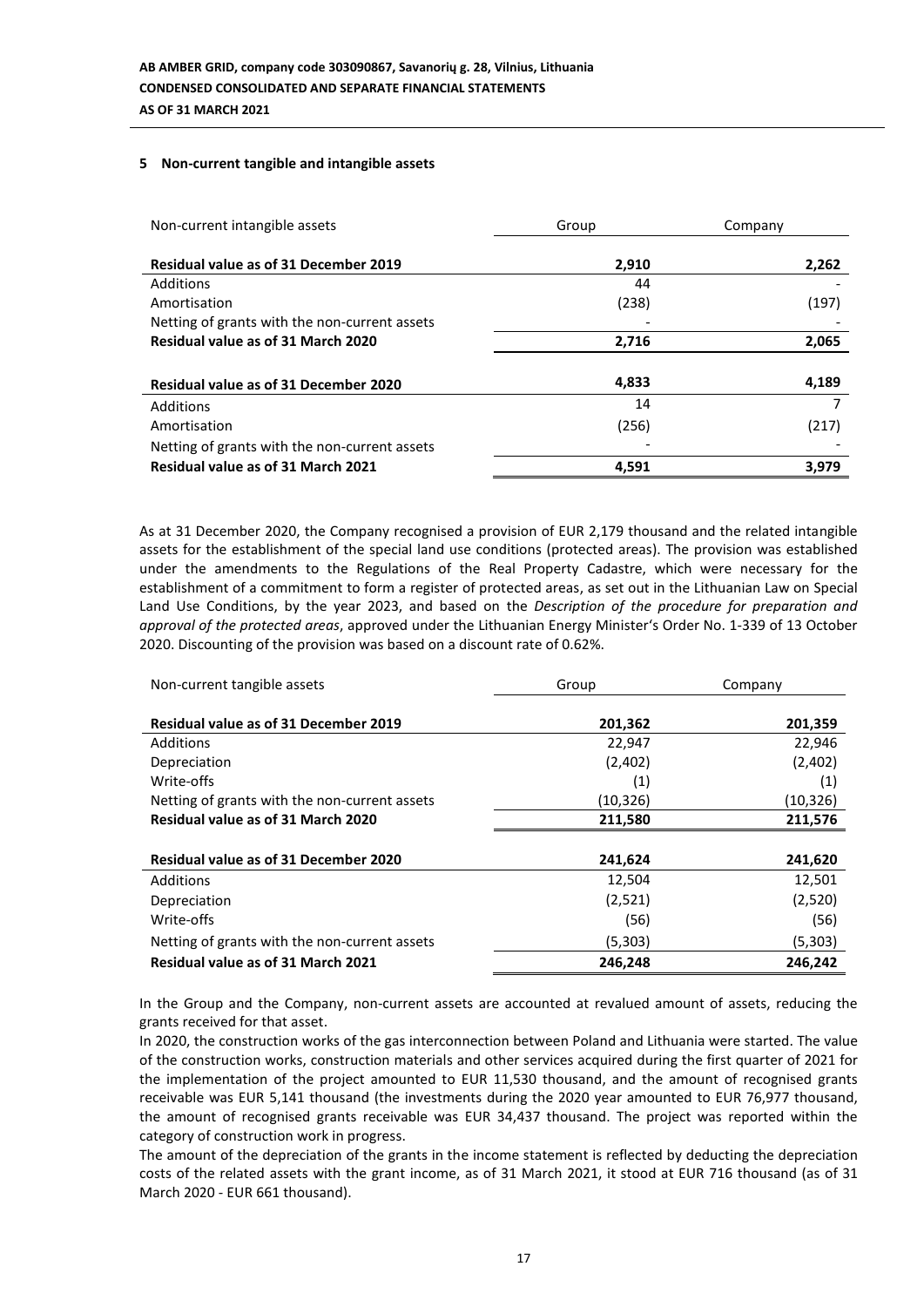## 5 Non-current tangible and intangible assets

| Non-current intangible assets | Group | Company |
|---|---|---|
| **Residual value as of 31 December 2019** | **2,910** | **2,262** |
| Additions | 44 | - |
| Amortisation | (238) | (197) |
| Netting of grants with the non-current assets | - | - |
| **Residual value as of 31 March 2020** | **2,716** | **2,065** |
| | | |
| **Residual value as of 31 December 2020** | **4,833** | **4,189** |
| Additions | 14 | 7 |
| Amortisation | (256) | (217) |
| Netting of grants with the non-current assets | - | - |
| **Residual value as of 31 March 2021** | **4,591** | **3,979** |

As at 31 December 2020, the Company recognised a provision of EUR 2,179 thousand and the related intangible assets for the establishment of the special land use conditions (protected areas). The provision was established under the amendments to the Regulations of the Real Property Cadastre, which were necessary for the establishment of a commitment to form a register of protected areas, as set out in the Lithuanian Law on Special Land Use Conditions, by the year 2023, and based on the *Description of the procedure for preparation and approval of the protected areas*, approved under the Lithuanian Energy Minister's Order No. 1-339 of 13 October 2020. Discounting of the provision was based on a discount rate of 0.62%.

| Non-current tangible assets | Group | Company |
|---|---|---|
| **Residual value as of 31 December 2019** | **201,362** | **201,359** |
| Additions | 22,947 | 22,946 |
| Depreciation | (2,402) | (2,402) |
| Write-offs | (1) | (1) |
| Netting of grants with the non-current assets | (10,326) | (10,326) |
| **Residual value as of 31 March 2020** | **211,580** | **211,576** |
| | | |
| **Residual value as of 31 December 2020** | **241,624** | **241,620** |
| Additions | 12,504 | 12,501 |
| Depreciation | (2,521) | (2,520) |
| Write-offs | (56) | (56) |
| Netting of grants with the non-current assets | (5,303) | (5,303) |
| **Residual value as of 31 March 2021** | **246,248** | **246,242** |

In the Group and the Company, non-current assets are accounted at revalued amount of assets, reducing the grants received for that asset.

In 2020, the construction works of the gas interconnection between Poland and Lithuania were started. The value of the construction works, construction materials and other services acquired during the first quarter of 2021 for the implementation of the project amounted to EUR 11,530 thousand, and the amount of recognised grants receivable was EUR 5,141 thousand (the investments during the 2020 year amounted to EUR 76,977 thousand, the amount of recognised grants receivable was EUR 34,437 thousand. The project was reported within the category of construction work in progress.

The amount of the depreciation of the grants in the income statement is reflected by deducting the depreciation costs of the related assets with the grant income, as of 31 March 2021, it stood at EUR 716 thousand (as of 31 March 2020 - EUR 661 thousand).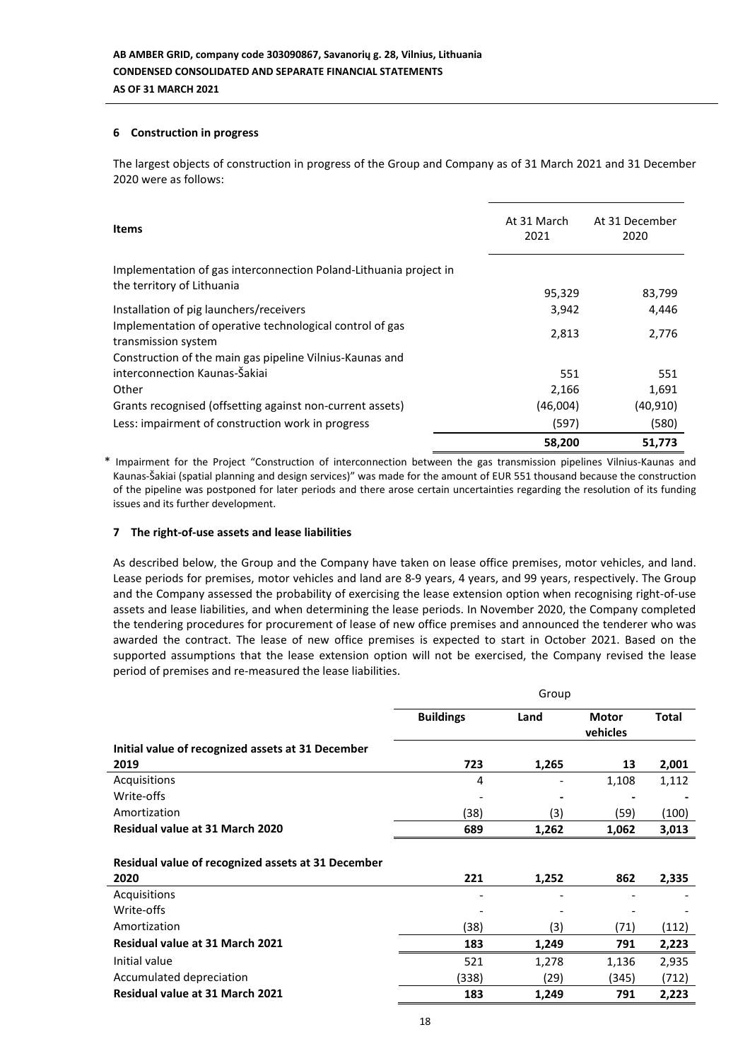## 6 Construction in progress

The largest objects of construction in progress of the Group and Company as of 31 March 2021 and 31 December 2020 were as follows:

| Items | At 31 March 2021 | At 31 December 2020 |
|---|---|---|
| Implementation of gas interconnection Poland-Lithuania project in the territory of Lithuania | 95,329 | 83,799 |
| Installation of pig launchers/receivers | 3,942 | 4,446 |
| Implementation of operative technological control of gas transmission system | 2,813 | 2,776 |
| Construction of the main gas pipeline Vilnius-Kaunas and interconnection Kaunas-Šakiai | 551 | 551 |
| Other | 2,166 | 1,691 |
| Grants recognised (offsetting against non-current assets) | (46,004) | (40,910) |
| Less: impairment of construction work in progress | (597) | (580) |
| | **58,200** | **51,773** |

\* Impairment for the Project "Construction of interconnection between the gas transmission pipelines Vilnius-Kaunas and Kaunas-Šakiai (spatial planning and design services)" was made for the amount of EUR 551 thousand because the construction of the pipeline was postponed for later periods and there arose certain uncertainties regarding the resolution of its funding issues and its further development.

## 7 The right-of-use assets and lease liabilities

As described below, the Group and the Company have taken on lease office premises, motor vehicles, and land. Lease periods for premises, motor vehicles and land are 8-9 years, 4 years, and 99 years, respectively. The Group and the Company assessed the probability of exercising the lease extension option when recognising right-of-use assets and lease liabilities, and when determining the lease periods. In November 2020, the Company completed the tendering procedures for procurement of lease of new office premises and announced the tenderer who was awarded the contract. The lease of new office premises is expected to start in October 2021. Based on the supported assumptions that the lease extension option will not be exercised, the Company revised the lease period of premises and re-measured the lease liabilities.

| | Group | | | |
|---|---|---|---|---|
| | **Buildings** | **Land** | **Motor vehicles** | **Total** |
| **Initial value of recognized assets at 31 December 2019** | **723** | **1,265** | **13** | **2,001** |
| Acquisitions | 4 | - | 1,108 | 1,112 |
| Write-offs | - | - | - | - |
| Amortization | (38) | (3) | (59) | (100) |
| **Residual value at 31 March 2020** | **689** | **1,262** | **1,062** | **3,013** |
| | | | | |
| **Residual value of recognized assets at 31 December 2020** | **221** | **1,252** | **862** | **2,335** |
| Acquisitions | - | - | - | - |
| Write-offs | - | - | - | - |
| Amortization | (38) | (3) | (71) | (112) |
| **Residual value at 31 March 2021** | **183** | **1,249** | **791** | **2,223** |
| Initial value | 521 | 1,278 | 1,136 | 2,935 |
| Accumulated depreciation | (338) | (29) | (345) | (712) |
| **Residual value at 31 March 2021** | **183** | **1,249** | **791** | **2,223** |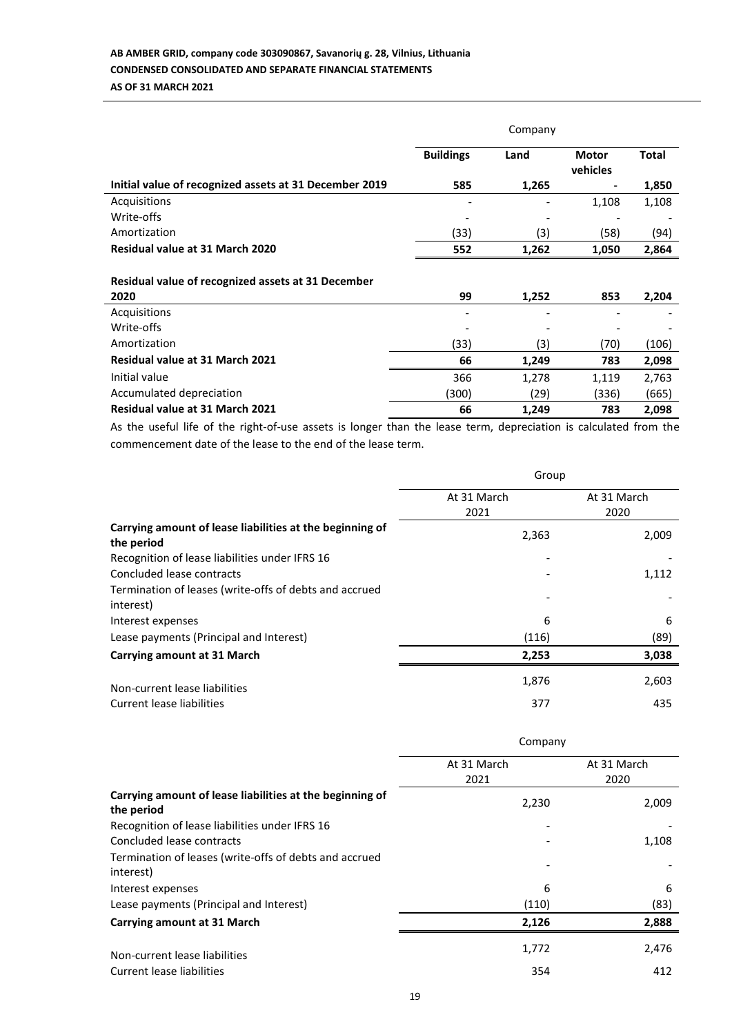| | Company | | | |
|---|---|---|---|---|
| | **Buildings** | **Land** | **Motor vehicles** | **Total** |
| **Initial value of recognized assets at 31 December 2019** | **585** | **1,265** | **-** | **1,850** |
| Acquisitions | - | - | 1,108 | 1,108 |
| Write-offs | - | - | - | - |
| Amortization | (33) | (3) | (58) | (94) |
| **Residual value at 31 March 2020** | **552** | **1,262** | **1,050** | **2,864** |
| | | | | |
| **Residual value of recognized assets at 31 December 2020** | **99** | **1,252** | **853** | **2,204** |
| Acquisitions | - | - | - | - |
| Write-offs | - | - | - | - |
| Amortization | (33) | (3) | (70) | (106) |
| **Residual value at 31 March 2021** | **66** | **1,249** | **783** | **2,098** |
| Initial value | 366 | 1,278 | 1,119 | 2,763 |
| Accumulated depreciation | (300) | (29) | (336) | (665) |
| **Residual value at 31 March 2021** | **66** | **1,249** | **783** | **2,098** |

As the useful life of the right-of-use assets is longer than the lease term, depreciation is calculated from the commencement date of the lease to the end of the lease term.

| | Group | |
|---|---|---|
| | At 31 March 2021 | At 31 March 2020 |
| **Carrying amount of lease liabilities at the beginning of the period** | 2,363 | 2,009 |
| Recognition of lease liabilities under IFRS 16 | - | - |
| Concluded lease contracts | - | 1,112 |
| Termination of leases (write-offs of debts and accrued interest) | - | - |
| Interest expenses | 6 | 6 |
| Lease payments (Principal and Interest) | (116) | (89) |
| **Carrying amount at 31 March** | **2,253** | **3,038** |
| Non-current lease liabilities | 1,876 | 2,603 |
| Current lease liabilities | 377 | 435 |

| | Company | |
|---|---|---|
| | At 31 March 2021 | At 31 March 2020 |
| **Carrying amount of lease liabilities at the beginning of the period** | 2,230 | 2,009 |
| Recognition of lease liabilities under IFRS 16 | - | - |
| Concluded lease contracts | - | 1,108 |
| Termination of leases (write-offs of debts and accrued interest) | - | - |
| Interest expenses | 6 | 6 |
| Lease payments (Principal and Interest) | (110) | (83) |
| **Carrying amount at 31 March** | **2,126** | **2,888** |
| Non-current lease liabilities | 1,772 | 2,476 |
| Current lease liabilities | 354 | 412 |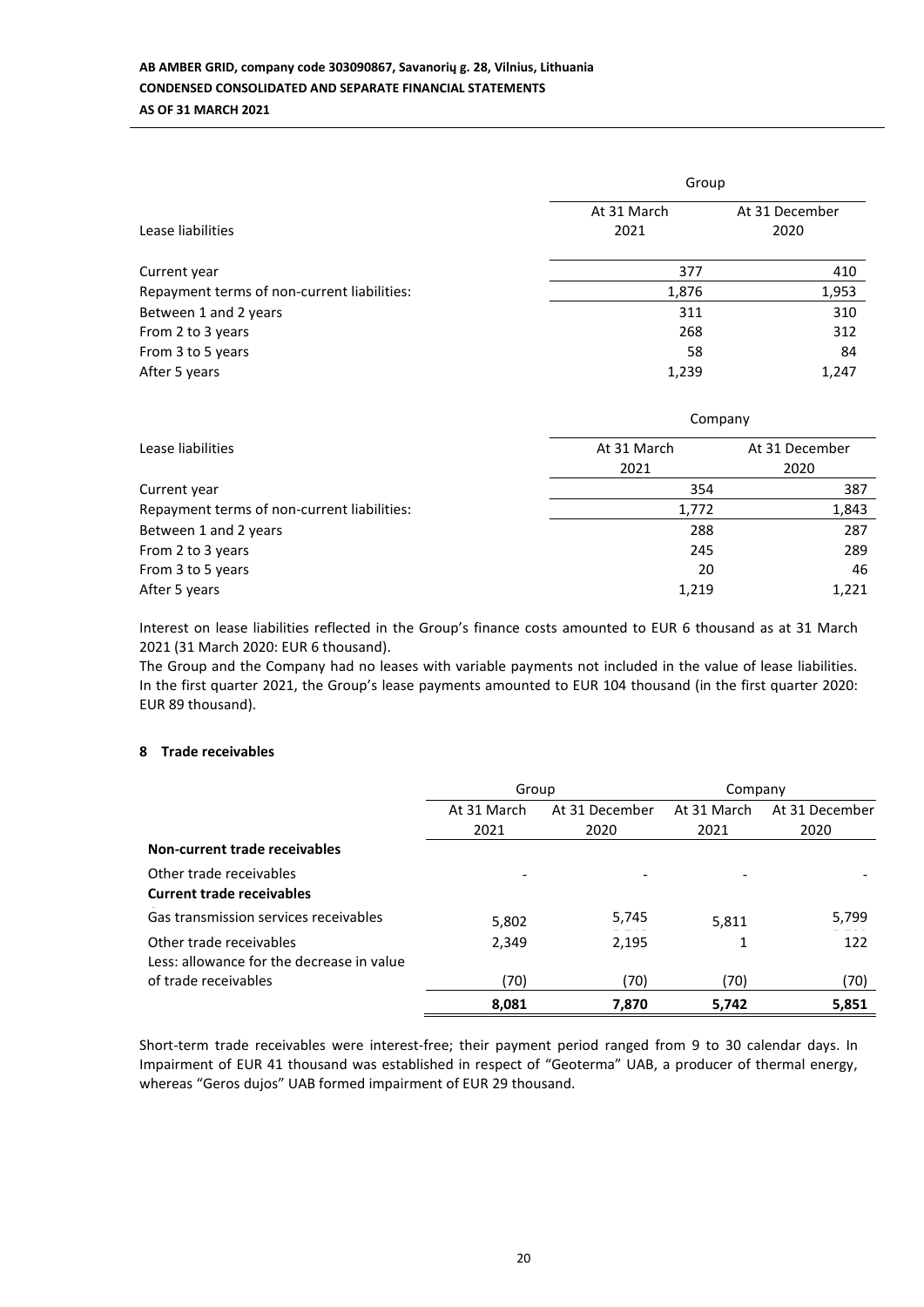| Lease liabilities | Group | |
|---|---|---|
| | At 31 March 2021 | At 31 December 2020 |
| Current year | 377 | 410 |
| Repayment terms of non-current liabilities: | 1,876 | 1,953 |
| Between 1 and 2 years | 311 | 310 |
| From 2 to 3 years | 268 | 312 |
| From 3 to 5 years | 58 | 84 |
| After 5 years | 1,239 | 1,247 |

| Lease liabilities | Company | |
|---|---|---|
| | At 31 March 2021 | At 31 December 2020 |
| Current year | 354 | 387 |
| Repayment terms of non-current liabilities: | 1,772 | 1,843 |
| Between 1 and 2 years | 288 | 287 |
| From 2 to 3 years | 245 | 289 |
| From 3 to 5 years | 20 | 46 |
| After 5 years | 1,219 | 1,221 |

Interest on lease liabilities reflected in the Group's finance costs amounted to EUR 6 thousand as at 31 March 2021 (31 March 2020: EUR 6 thousand).
The Group and the Company had no leases with variable payments not included in the value of lease liabilities. In the first quarter 2021, the Group's lease payments amounted to EUR 104 thousand (in the first quarter 2020: EUR 89 thousand).

## 8 Trade receivables

| | Group | | Company | |
|---|---|---|---|---|
| | At 31 March 2021 | At 31 December 2020 | At 31 March 2021 | At 31 December 2020 |
| **Non-current trade receivables** | | | | |
| Other trade receivables | - | - | - | - |
| **Current trade receivables** | | | | |
| Gas transmission services receivables | 5,802 | 5,745 | 5,811 | 5,799 |
| Other trade receivables | 2,349 | 2,195 | 1 | 122 |
| Less: allowance for the decrease in value of trade receivables | (70) | (70) | (70) | (70) |
| | **8,081** | **7,870** | **5,742** | **5,851** |

Short-term trade receivables were interest-free; their payment period ranged from 9 to 30 calendar days. In Impairment of EUR 41 thousand was established in respect of "Geoterma" UAB, a producer of thermal energy, whereas "Geros dujos" UAB formed impairment of EUR 29 thousand.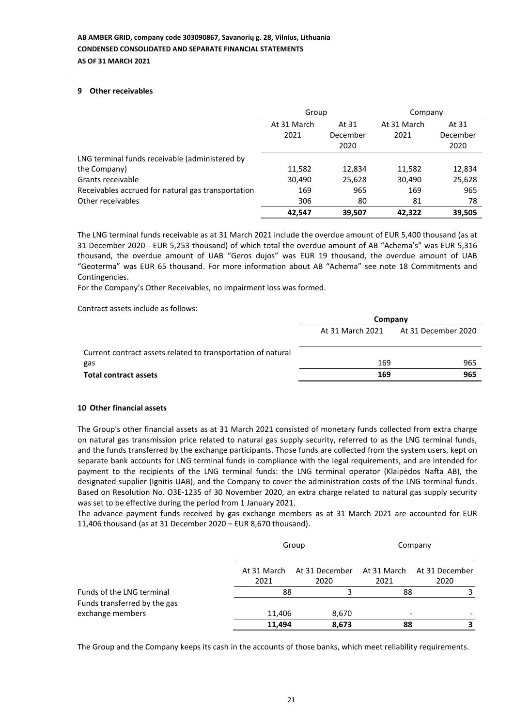## 9 Other receivables

| | Group | | Company | |
|---|---|---|---|---|
| | At 31 March 2021 | At 31 December 2020 | At 31 March 2021 | At 31 December 2020 |
| LNG terminal funds receivable (administered by the Company) | 11,582 | 12,834 | 11,582 | 12,834 |
| Grants receivable | 30,490 | 25,628 | 30,490 | 25,628 |
| Receivables accrued for natural gas transportation | 169 | 965 | 169 | 965 |
| Other receivables | 306 | 80 | 81 | 78 |
| | **42,547** | **39,507** | **42,322** | **39,505** |

The LNG terminal funds receivable as at 31 March 2021 include the overdue amount of EUR 5,400 thousand (as at 31 December 2020 - EUR 5,253 thousand) of which total the overdue amount of AB "Achema's" was EUR 5,316 thousand, the overdue amount of UAB "Geros dujos" was EUR 19 thousand, the overdue amount of UAB "Geoterma" was EUR 65 thousand. For more information about AB "Achema" see note 18 Commitments and Contingencies.

For the Company's Other Receivables, no impairment loss was formed.

Contract assets include as follows:

| | **Company** | |
|---|---|---|
| | At 31 March 2021 | At 31 December 2020 |
| Current contract assets related to transportation of natural gas | 169 | 965 |
| **Total contract assets** | **169** | **965** |

## 10 Other financial assets

The Group's other financial assets as at 31 March 2021 consisted of monetary funds collected from extra charge on natural gas transmission price related to natural gas supply security, referred to as the LNG terminal funds, and the funds transferred by the exchange participants. Those funds are collected from the system users, kept on separate bank accounts for LNG terminal funds in compliance with the legal requirements, and are intended for payment to the recipients of the LNG terminal funds: the LNG terminal operator (Klaipėdos Nafta AB), the designated supplier (Ignitis UAB), and the Company to cover the administration costs of the LNG terminal funds. Based on Resolution No. O3E-1235 of 30 November 2020, an extra charge related to natural gas supply security was set to be effective during the period from 1 January 2021.

The advance payment funds received by gas exchange members as at 31 March 2021 are accounted for EUR 11,406 thousand (as at 31 December 2020 – EUR 8,670 thousand).

| | Group | | Company | |
|---|---|---|---|---|
| | At 31 March 2021 | At 31 December 2020 | At 31 March 2021 | At 31 December 2020 |
| Funds of the LNG terminal | 88 | 3 | 88 | 3 |
| Funds transferred by the gas exchange members | 11,406 | 8,670 | - | - |
| | **11,494** | **8,673** | **88** | **3** |

The Group and the Company keeps its cash in the accounts of those banks, which meet reliability requirements.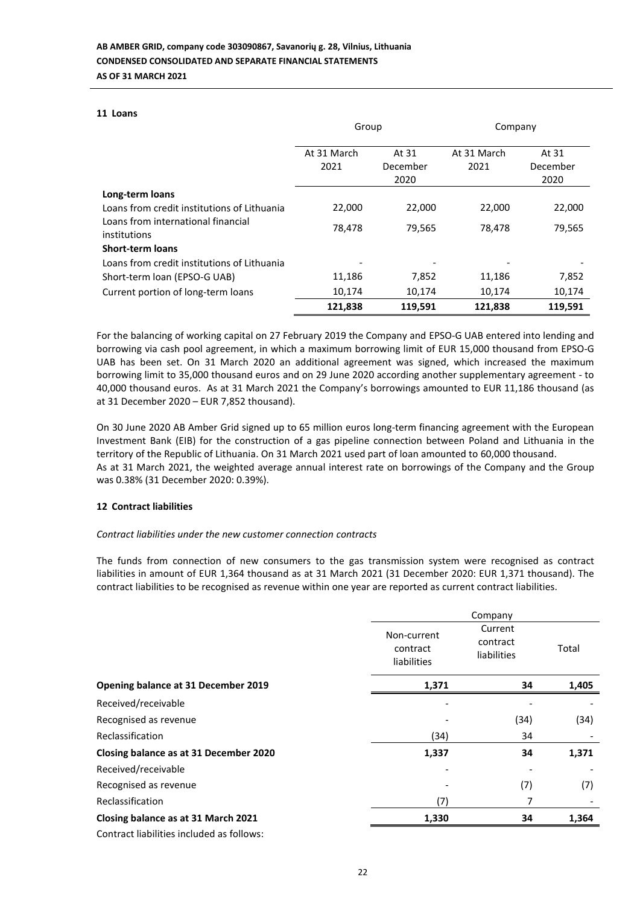## 11 Loans

| | Group | | Company | |
|---|---|---|---|---|
| | At 31 March 2021 | At 31 December 2020 | At 31 March 2021 | At 31 December 2020 |
| **Long-term loans** | | | | |
| Loans from credit institutions of Lithuania | 22,000 | 22,000 | 22,000 | 22,000 |
| Loans from international financial institutions | 78,478 | 79,565 | 78,478 | 79,565 |
| **Short-term loans** | | | | |
| Loans from credit institutions of Lithuania | - | - | - | - |
| Short-term loan (EPSO-G UAB) | 11,186 | 7,852 | 11,186 | 7,852 |
| Current portion of long-term loans | 10,174 | 10,174 | 10,174 | 10,174 |
| | **121,838** | **119,591** | **121,838** | **119,591** |

For the balancing of working capital on 27 February 2019 the Company and EPSO-G UAB entered into lending and borrowing via cash pool agreement, in which a maximum borrowing limit of EUR 15,000 thousand from EPSO-G UAB has been set. On 31 March 2020 an additional agreement was signed, which increased the maximum borrowing limit to 35,000 thousand euros and on 29 June 2020 according another supplementary agreement - to 40,000 thousand euros. As at 31 March 2021 the Company's borrowings amounted to EUR 11,186 thousand (as at 31 December 2020 – EUR 7,852 thousand).

On 30 June 2020 AB Amber Grid signed up to 65 million euros long-term financing agreement with the European Investment Bank (EIB) for the construction of a gas pipeline connection between Poland and Lithuania in the territory of the Republic of Lithuania. On 31 March 2021 used part of loan amounted to 60,000 thousand.
As at 31 March 2021, the weighted average annual interest rate on borrowings of the Company and the Group was 0.38% (31 December 2020: 0.39%).

## 12 Contract liabilities

*Contract liabilities under the new customer connection contracts*

The funds from connection of new consumers to the gas transmission system were recognised as contract liabilities in amount of EUR 1,364 thousand as at 31 March 2021 (31 December 2020: EUR 1,371 thousand). The contract liabilities to be recognised as revenue within one year are reported as current contract liabilities.

| | Company | | |
|---|---|---|---|
| | Non-current contract liabilities | Current contract liabilities | Total |
| **Opening balance at 31 December 2019** | **1,371** | **34** | **1,405** |
| Received/receivable | - | - | - |
| Recognised as revenue | - | (34) | (34) |
| Reclassification | (34) | 34 | - |
| **Closing balance as at 31 December 2020** | **1,337** | **34** | **1,371** |
| Received/receivable | - | - | - |
| Recognised as revenue | - | (7) | (7) |
| Reclassification | (7) | 7 | - |
| **Closing balance as at 31 March 2021** | **1,330** | **34** | **1,364** |

Contract liabilities included as follows: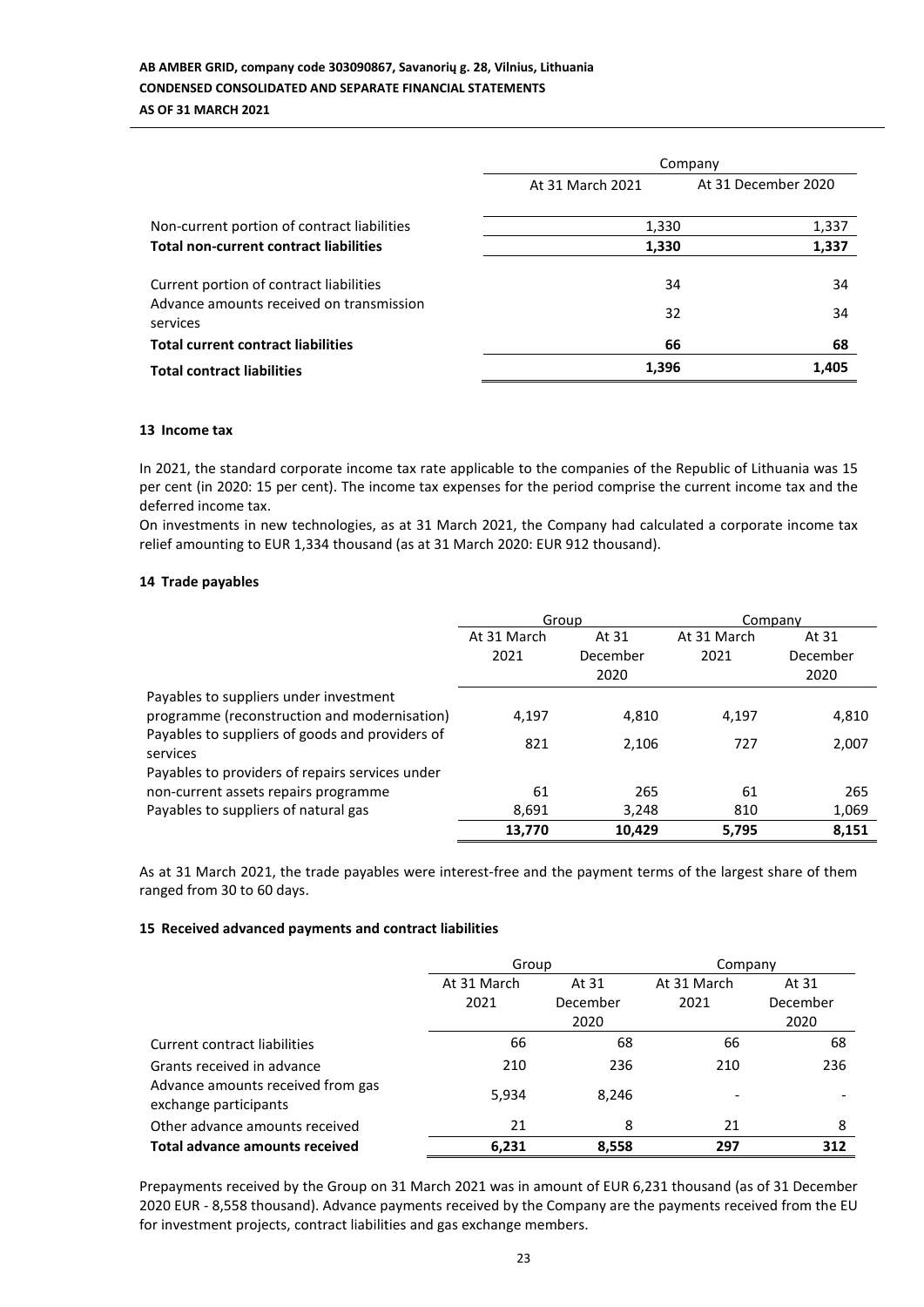| | Company | |
|---|---|---|
| | At 31 March 2021 | At 31 December 2020 |
| Non-current portion of contract liabilities | 1,330 | 1,337 |
| **Total non-current contract liabilities** | **1,330** | **1,337** |
| Current portion of contract liabilities | 34 | 34 |
| Advance amounts received on transmission services | 32 | 34 |
| **Total current contract liabilities** | **66** | **68** |
| **Total contract liabilities** | **1,396** | **1,405** |

### 13 Income tax

In 2021, the standard corporate income tax rate applicable to the companies of the Republic of Lithuania was 15 per cent (in 2020: 15 per cent). The income tax expenses for the period comprise the current income tax and the deferred income tax.

On investments in new technologies, as at 31 March 2021, the Company had calculated a corporate income tax relief amounting to EUR 1,334 thousand (as at 31 March 2020: EUR 912 thousand).

### 14 Trade payables

| | Group | | Company | |
|---|---|---|---|---|
| | At 31 March 2021 | At 31 December 2020 | At 31 March 2021 | At 31 December 2020 |
| Payables to suppliers under investment programme (reconstruction and modernisation) | 4,197 | 4,810 | 4,197 | 4,810 |
| Payables to suppliers of goods and providers of services | 821 | 2,106 | 727 | 2,007 |
| Payables to providers of repairs services under non-current assets repairs programme | 61 | 265 | 61 | 265 |
| Payables to suppliers of natural gas | 8,691 | 3,248 | 810 | 1,069 |
| | **13,770** | **10,429** | **5,795** | **8,151** |

As at 31 March 2021, the trade payables were interest-free and the payment terms of the largest share of them ranged from 30 to 60 days.

### 15 Received advanced payments and contract liabilities

| | Group | | Company | |
|---|---|---|---|---|
| | At 31 March 2021 | At 31 December 2020 | At 31 March 2021 | At 31 December 2020 |
| Current contract liabilities | 66 | 68 | 66 | 68 |
| Grants received in advance | 210 | 236 | 210 | 236 |
| Advance amounts received from gas exchange participants | 5,934 | 8,246 | - | - |
| Other advance amounts received | 21 | 8 | 21 | 8 |
| **Total advance amounts received** | **6,231** | **8,558** | **297** | **312** |

Prepayments received by the Group on 31 March 2021 was in amount of EUR 6,231 thousand (as of 31 December 2020 EUR - 8,558 thousand). Advance payments received by the Company are the payments received from the EU for investment projects, contract liabilities and gas exchange members.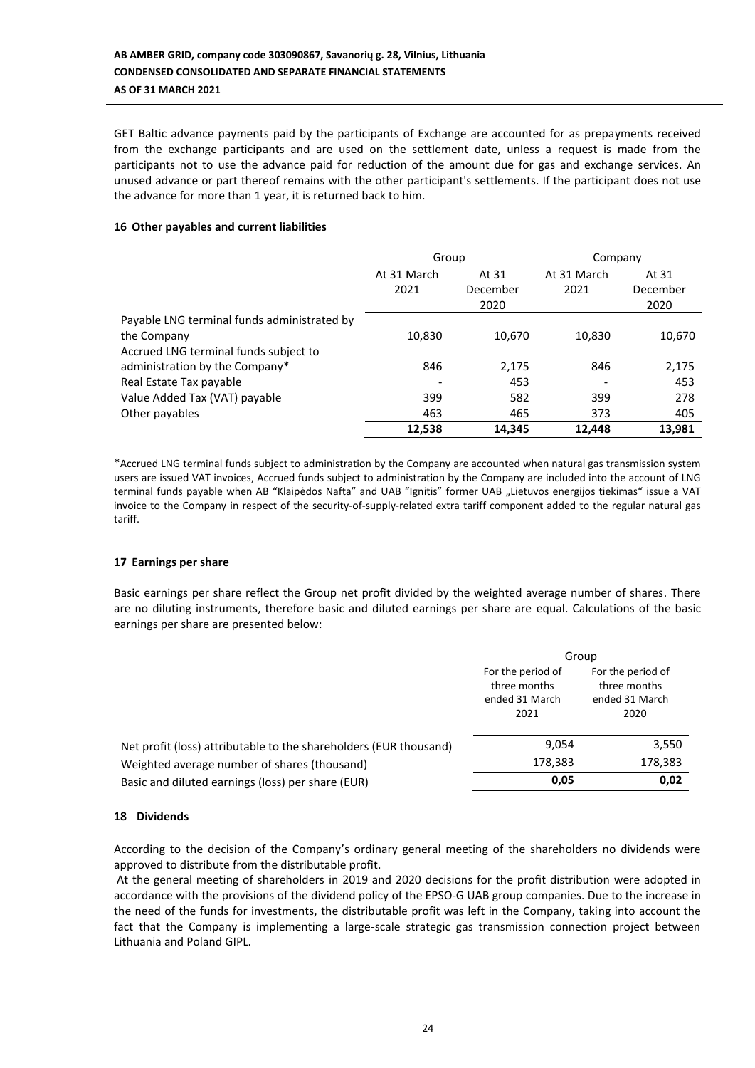GET Baltic advance payments paid by the participants of Exchange are accounted for as prepayments received from the exchange participants and are used on the settlement date, unless a request is made from the participants not to use the advance paid for reduction of the amount due for gas and exchange services. An unused advance or part thereof remains with the other participant's settlements. If the participant does not use the advance for more than 1 year, it is returned back to him.

**16 Other payables and current liabilities**

| | Group | | Company | |
|---|---|---|---|---|
| | At 31 March 2021 | At 31 December 2020 | At 31 March 2021 | At 31 December 2020 |
| Payable LNG terminal funds administrated by the Company | 10,830 | 10,670 | 10,830 | 10,670 |
| Accrued LNG terminal funds subject to administration by the Company* | 846 | 2,175 | 846 | 2,175 |
| Real Estate Tax payable | - | 453 | - | 453 |
| Value Added Tax (VAT) payable | 399 | 582 | 399 | 278 |
| Other payables | 463 | 465 | 373 | 405 |
| | **12,538** | **14,345** | **12,448** | **13,981** |

*Accrued LNG terminal funds subject to administration by the Company are accounted when natural gas transmission system users are issued VAT invoices, Accrued funds subject to administration by the Company are included into the account of LNG terminal funds payable when AB "Klaipėdos Nafta" and UAB "Ignitis" former UAB „Lietuvos energijos tiekimas" issue a VAT invoice to the Company in respect of the security-of-supply-related extra tariff component added to the regular natural gas tariff.

**17 Earnings per share**

Basic earnings per share reflect the Group net profit divided by the weighted average number of shares. There are no diluting instruments, therefore basic and diluted earnings per share are equal. Calculations of the basic earnings per share are presented below:

| | Group | |
|---|---|---|
| | For the period of three months ended 31 March 2021 | For the period of three months ended 31 March 2020 |
| Net profit (loss) attributable to the shareholders (EUR thousand) | 9,054 | 3,550 |
| Weighted average number of shares (thousand) | 178,383 | 178,383 |
| Basic and diluted earnings (loss) per share (EUR) | **0,05** | **0,02** |

**18 Dividends**

According to the decision of the Company's ordinary general meeting of the shareholders no dividends were approved to distribute from the distributable profit.

At the general meeting of shareholders in 2019 and 2020 decisions for the profit distribution were adopted in accordance with the provisions of the dividend policy of the EPSO-G UAB group companies. Due to the increase in the need of the funds for investments, the distributable profit was left in the Company, taking into account the fact that the Company is implementing a large-scale strategic gas transmission connection project between Lithuania and Poland GIPL.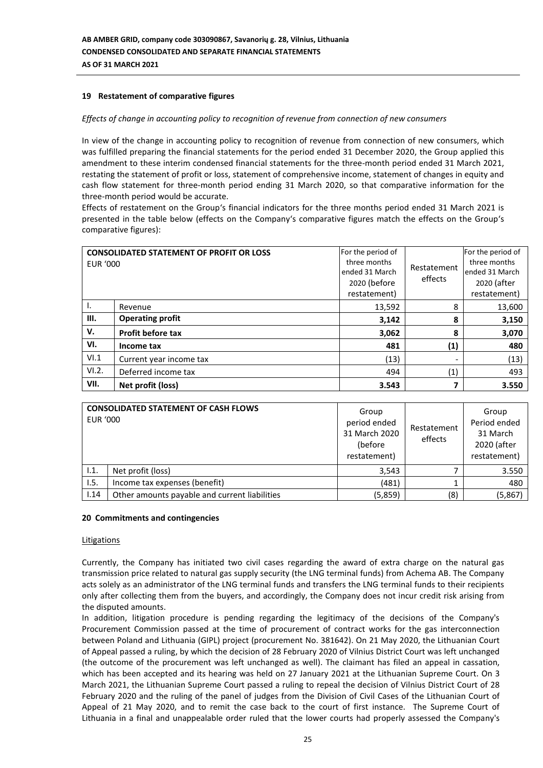## 19 Restatement of comparative figures

*Effects of change in accounting policy to recognition of revenue from connection of new consumers*

In view of the change in accounting policy to recognition of revenue from connection of new consumers, which was fulfilled preparing the financial statements for the period ended 31 December 2020, the Group applied this amendment to these interim condensed financial statements for the three-month period ended 31 March 2021, restating the statement of profit or loss, statement of comprehensive income, statement of changes in equity and cash flow statement for three-month period ending 31 March 2020, so that comparative information for the three-month period would be accurate.

Effects of restatement on the Group's financial indicators for the three months period ended 31 March 2021 is presented in the table below (effects on the Company's comparative figures match the effects on the Group's comparative figures):

| **CONSOLIDATED STATEMENT OF PROFIT OR LOSS** EUR '000 | | For the period of three months ended 31 March 2020 (before restatement) | Restatement effects | For the period of three months ended 31 March 2020 (after restatement) |
|---|---|---|---|---|
| I. | Revenue | 13,592 | 8 | 13,600 |
| **III.** | **Operating profit** | **3,142** | **8** | **3,150** |
| **V.** | **Profit before tax** | **3,062** | **8** | **3,070** |
| **VI.** | **Income tax** | **481** | **(1)** | **480** |
| VI.1 | Current year income tax | (13) | - | (13) |
| VI.2. | Deferred income tax | 494 | (1) | 493 |
| **VII.** | **Net profit (loss)** | **3.543** | **7** | **3.550** |

| **CONSOLIDATED STATEMENT OF CASH FLOWS** EUR '000 | | Group period ended 31 March 2020 (before restatement) | Restatement effects | Group Period ended 31 March 2020 (after restatement) |
|---|---|---|---|---|
| I.1. | Net profit (loss) | 3,543 | 7 | 3.550 |
| I.5. | Income tax expenses (benefit) | (481) | 1 | 480 |
| I.14 | Other amounts payable and current liabilities | (5,859) | (8) | (5,867) |

## 20 Commitments and contingencies

Litigations

Currently, the Company has initiated two civil cases regarding the award of extra charge on the natural gas transmission price related to natural gas supply security (the LNG terminal funds) from Achema AB. The Company acts solely as an administrator of the LNG terminal funds and transfers the LNG terminal funds to their recipients only after collecting them from the buyers, and accordingly, the Company does not incur credit risk arising from the disputed amounts.

In addition, litigation procedure is pending regarding the legitimacy of the decisions of the Company's Procurement Commission passed at the time of procurement of contract works for the gas interconnection between Poland and Lithuania (GIPL) project (procurement No. 381642). On 21 May 2020, the Lithuanian Court of Appeal passed a ruling, by which the decision of 28 February 2020 of Vilnius District Court was left unchanged (the outcome of the procurement was left unchanged as well). The claimant has filed an appeal in cassation, which has been accepted and its hearing was held on 27 January 2021 at the Lithuanian Supreme Court. On 3 March 2021, the Lithuanian Supreme Court passed a ruling to repeal the decision of Vilnius District Court of 28 February 2020 and the ruling of the panel of judges from the Division of Civil Cases of the Lithuanian Court of Appeal of 21 May 2020, and to remit the case back to the court of first instance. The Supreme Court of Lithuania in a final and unappealable order ruled that the lower courts had properly assessed the Company's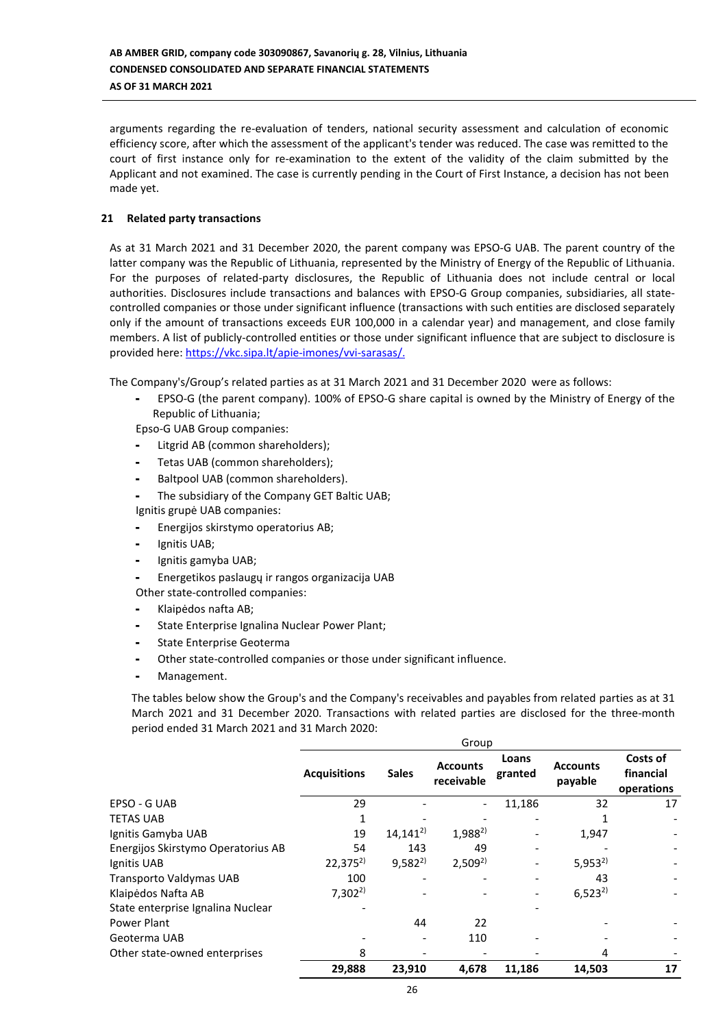arguments regarding the re-evaluation of tenders, national security assessment and calculation of economic efficiency score, after which the assessment of the applicant's tender was reduced. The case was remitted to the court of first instance only for re-examination to the extent of the validity of the claim submitted by the Applicant and not examined. The case is currently pending in the Court of First Instance, a decision has not been made yet.

## 21 Related party transactions

As at 31 March 2021 and 31 December 2020, the parent company was EPSO-G UAB. The parent country of the latter company was the Republic of Lithuania, represented by the Ministry of Energy of the Republic of Lithuania. For the purposes of related-party disclosures, the Republic of Lithuania does not include central or local authorities. Disclosures include transactions and balances with EPSO-G Group companies, subsidiaries, all state-controlled companies or those under significant influence (transactions with such entities are disclosed separately only if the amount of transactions exceeds EUR 100,000 in a calendar year) and management, and close family members. A list of publicly-controlled entities or those under significant influence that are subject to disclosure is provided here: https://vkc.sipa.lt/apie-imones/vvi-sarasas/.

The Company's/Group's related parties as at 31 March 2021 and 31 December 2020 were as follows:

- EPSO-G (the parent company). 100% of EPSO-G share capital is owned by the Ministry of Energy of the Republic of Lithuania;

Epso-G UAB Group companies:

- Litgrid AB (common shareholders);
- Tetas UAB (common shareholders);
- Baltpool UAB (common shareholders).
- The subsidiary of the Company GET Baltic UAB;

Ignitis grupė UAB companies:

- Energijos skirstymo operatorius AB;
- Ignitis UAB;
- Ignitis gamyba UAB;
- Energetikos paslaugų ir rangos organizacija UAB

Other state-controlled companies:

- Klaipėdos nafta AB;
- State Enterprise Ignalina Nuclear Power Plant;
- State Enterprise Geoterma
- Other state-controlled companies or those under significant influence.
- Management.

The tables below show the Group's and the Company's receivables and payables from related parties as at 31 March 2021 and 31 December 2020. Transactions with related parties are disclosed for the three-month period ended 31 March 2021 and 31 March 2020:

| | Group | | | | | |
|---|---|---|---|---|---|---|
| | Acquisitions | Sales | Accounts receivable | Loans granted | Accounts payable | Costs of financial operations |
| EPSO - G UAB | 29 | - | - | 11,186 | 32 | 17 |
| TETAS UAB | 1 | - | - | - | 1 | - |
| Ignitis Gamyba UAB | 19 | 14,141[2)] | 1,988[2)] | - | 1,947 | - |
| Energijos Skirstymo Operatorius AB | 54 | 143 | 49 | - | - | - |
| Ignitis UAB | 22,375[2)] | 9,582[2)] | 2,509[2)] | - | 5,953[2)] | - |
| Transporto Valdymas UAB | 100 | - | - | - | 43 | - |
| Klaipėdos Nafta AB | 7,302[2)] | - | - | - | 6,523[2)] | - |
| State enterprise Ignalina Nuclear Power Plant | - | 44 | 22 | - | - | - |
| Geoterma UAB | - | - | 110 | - | - | - |
| Other state-owned enterprises | 8 | - | - | - | 4 | - |
| | **29,888** | **23,910** | **4,678** | **11,186** | **14,503** | **17** |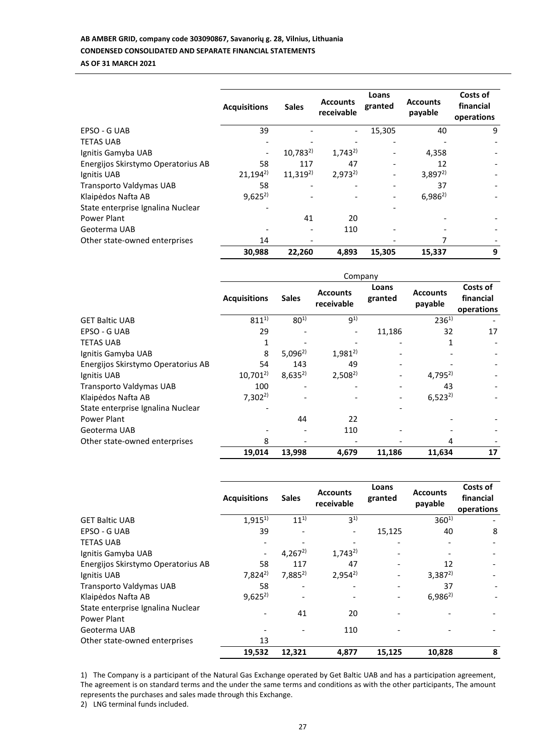| | Acquisitions | Sales | Accounts receivable | Loans granted | Accounts payable | Costs of financial operations |
|---|---|---|---|---|---|---|
| EPSO - G UAB | 39 | - | - | 15,305 | 40 | 9 |
| TETAS UAB | - | - | - | - | - | - |
| Ignitis Gamyba UAB | - | 10,783[2)] | 1,743[2)] | - | 4,358 | - |
| Energijos Skirstymo Operatorius AB | 58 | 117 | 47 | - | 12 | - |
| Ignitis UAB | 21,194[2)] | 11,319[2)] | 2,973[2)] | - | 3,897[2)] | - |
| Transporto Valdymas UAB | 58 | - | - | - | 37 | - |
| Klaipėdos Nafta AB | 9,625[2)] | - | - | - | 6,986[2)] | - |
| State enterprise Ignalina Nuclear Power Plant | - | 41 | 20 | - | - | - |
| Geoterma UAB | - | - | 110 | - | - | - |
| Other state-owned enterprises | 14 | - | - | - | 7 | - |
| | **30,988** | **22,260** | **4,893** | **15,305** | **15,337** | **9** |

| | Company | | | | | |
|---|---|---|---|---|---|---|
| | Acquisitions | Sales | Accounts receivable | Loans granted | Accounts payable | Costs of financial operations |
| GET Baltic UAB | 811[1)] | 80[1)] | 9[1)] | | 236[1)] | - |
| EPSO - G UAB | 29 | - | - | 11,186 | 32 | 17 |
| TETAS UAB | 1 | - | - | - | 1 | - |
| Ignitis Gamyba UAB | 8 | 5,096[2)] | 1,981[2)] | - | - | - |
| Energijos Skirstymo Operatorius AB | 54 | 143 | 49 | - | - | - |
| Ignitis UAB | 10,701[2)] | 8,635[2)] | 2,508[2)] | - | 4,795[2)] | - |
| Transporto Valdymas UAB | 100 | - | - | - | 43 | - |
| Klaipėdos Nafta AB | 7,302[2)] | - | - | - | 6,523[2)] | - |
| State enterprise Ignalina Nuclear Power Plant | - | 44 | 22 | - | - | - |
| Geoterma UAB | - | - | 110 | - | - | - |
| Other state-owned enterprises | 8 | - | - | - | 4 | - |
| | **19,014** | **13,998** | **4,679** | **11,186** | **11,634** | **17** |

| | Acquisitions | Sales | Accounts receivable | Loans granted | Accounts payable | Costs of financial operations |
|---|---|---|---|---|---|---|
| GET Baltic UAB | 1,915[1)] | 11[1)] | 3[1)] | | 360[1)] | - |
| EPSO - G UAB | 39 | - | - | 15,125 | 40 | 8 |
| TETAS UAB | - | - | - | - | - | - |
| Ignitis Gamyba UAB | - | 4,267[2)] | 1,743[2)] | - | - | - |
| Energijos Skirstymo Operatorius AB | 58 | 117 | 47 | - | 12 | - |
| Ignitis UAB | 7,824[2)] | 7,885[2)] | 2,954[2)] | - | 3,387[2)] | - |
| Transporto Valdymas UAB | 58 | - | - | - | 37 | - |
| Klaipėdos Nafta AB | 9,625[2)] | - | - | - | 6,986[2)] | - |
| State enterprise Ignalina Nuclear Power Plant | - | 41 | 20 | - | - | - |
| Geoterma UAB | - | - | 110 | - | - | - |
| Other state-owned enterprises | 13 | | | | | |
| | **19,532** | **12,321** | **4,877** | **15,125** | **10,828** | **8** |

1) The Company is a participant of the Natural Gas Exchange operated by Get Baltic UAB and has a participation agreement, The agreement is on standard terms and the under the same terms and conditions as with the other participants, The amount represents the purchases and sales made through this Exchange.

2) LNG terminal funds included.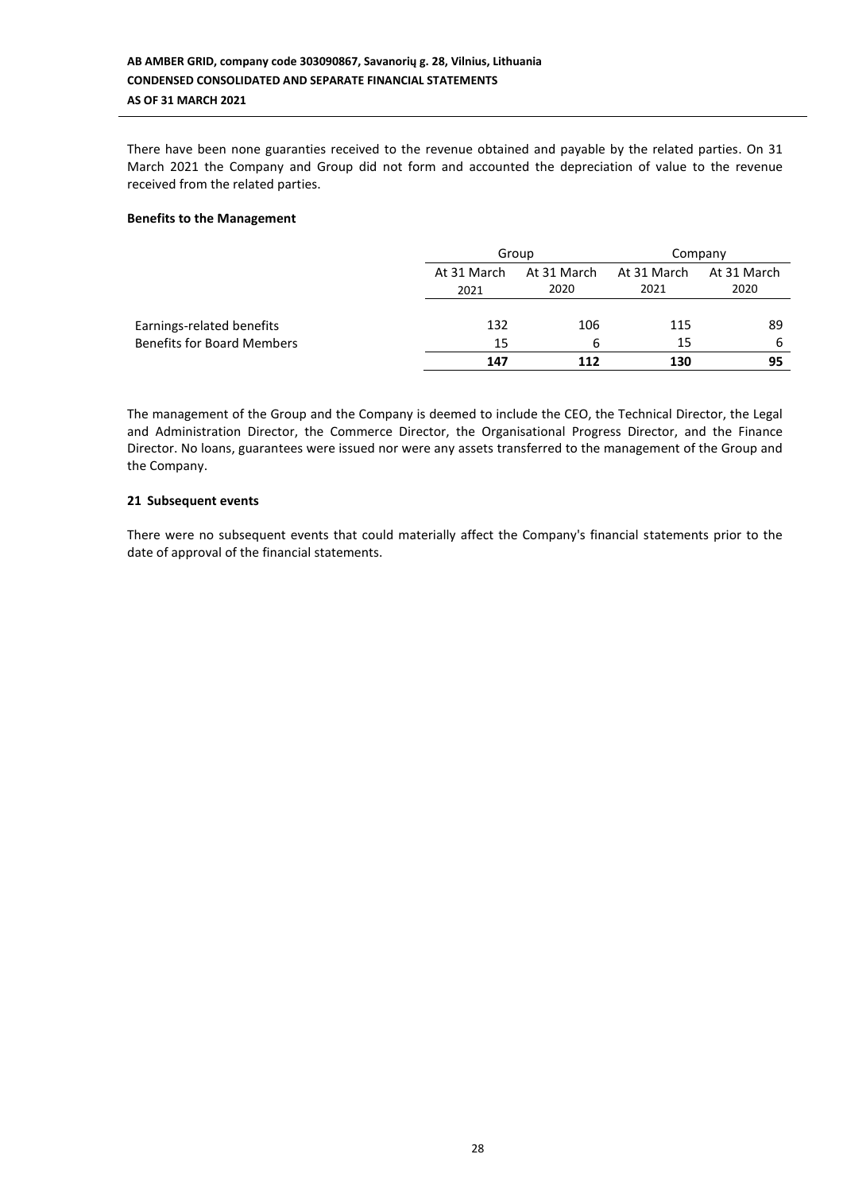There have been none guaranties received to the revenue obtained and payable by the related parties. On 31 March 2021 the Company and Group did not form and accounted the depreciation of value to the revenue received from the related parties.

**Benefits to the Management**

| | Group | | Company | |
|---|---|---|---|---|
| | At 31 March 2021 | At 31 March 2020 | At 31 March 2021 | At 31 March 2020 |
| Earnings-related benefits | 132 | 106 | 115 | 89 |
| Benefits for Board Members | 15 | 6 | 15 | 6 |
| | **147** | **112** | **130** | **95** |

The management of the Group and the Company is deemed to include the CEO, the Technical Director, the Legal and Administration Director, the Commerce Director, the Organisational Progress Director, and the Finance Director. No loans, guarantees were issued nor were any assets transferred to the management of the Group and the Company.

### 21 Subsequent events

There were no subsequent events that could materially affect the Company's financial statements prior to the date of approval of the financial statements.